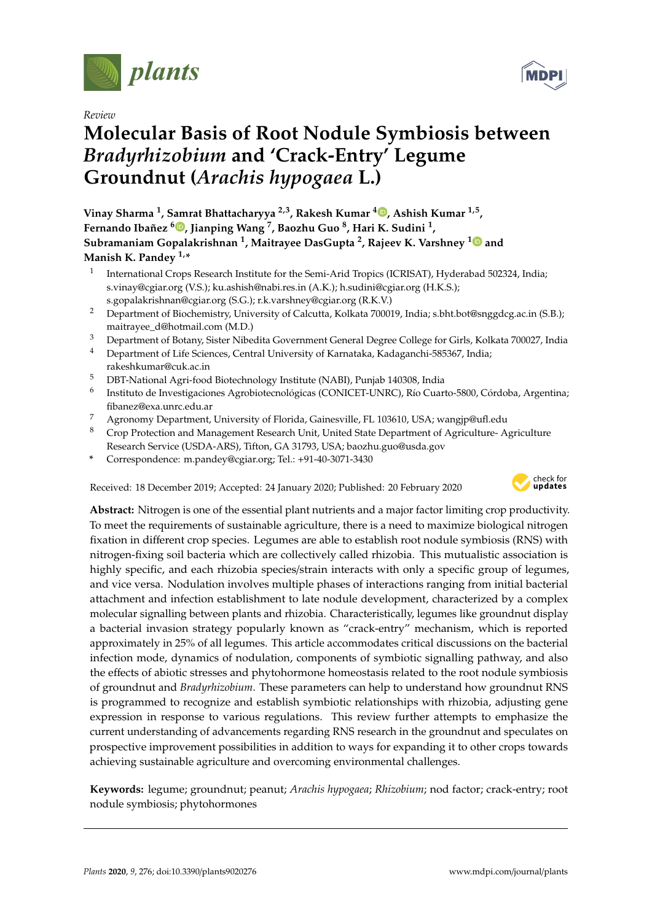Review

# Molecular Basis of Root Nodule Symbiosis between *Bradyrhizobium* and 'Crack-Entry' Legume Groundnut (*Arachis hypogaea* L.)

**Vinay Sharma [1], Samrat Bhattacharyya [2,3], Rakesh Kumar [4], Ashish Kumar [1,5], Fernando Ibañez [6], Jianping Wang [7], Baozhu Guo [8], Hari K. Sudini [1], Subramaniam Gopalakrishnan [1], Maitrayee DasGupta [2], Rajeev K. Varshney [1] and Manish K. Pandey [1,*]**

1. International Crops Research Institute for the Semi-Arid Tropics (ICRISAT), Hyderabad 502324, India; s.vinay@cgiar.org (V.S.); ku.ashish@nabi.res.in (A.K.); h.sudini@cgiar.org (H.K.S.); s.gopalakrishnan@cgiar.org (S.G.); r.k.varshney@cgiar.org (R.K.V.)
2. Department of Biochemistry, University of Calcutta, Kolkata 700019, India; s.bht.bot@snggdcg.ac.in (S.B.); maitrayee_d@hotmail.com (M.D.)
3. Department of Botany, Sister Nibedita Government General Degree College for Girls, Kolkata 700027, India
4. Department of Life Sciences, Central University of Karnataka, Kadaganchi-585367, India; rakeshkumar@cuk.ac.in
5. DBT-National Agri-food Biotechnology Institute (NABI), Punjab 140308, India
6. Instituto de Investigaciones Agrobiotecnológicas (CONICET-UNRC), Río Cuarto-5800, Córdoba, Argentina; fibanez@exa.unrc.edu.ar
7. Agronomy Department, University of Florida, Gainesville, FL 103610, USA; wangjp@ufl.edu
8. Crop Protection and Management Research Unit, United State Department of Agriculture- Agriculture Research Service (USDA-ARS), Tifton, GA 31793, USA; baozhu.guo@usda.gov

\* Correspondence: m.pandey@cgiar.org; Tel.: +91-40-3071-3430

Received: 18 December 2019; Accepted: 24 January 2020; Published: 20 February 2020

**Abstract:** Nitrogen is one of the essential plant nutrients and a major factor limiting crop productivity. To meet the requirements of sustainable agriculture, there is a need to maximize biological nitrogen fixation in different crop species. Legumes are able to establish root nodule symbiosis (RNS) with nitrogen-fixing soil bacteria which are collectively called rhizobia. This mutualistic association is highly specific, and each rhizobia species/strain interacts with only a specific group of legumes, and vice versa. Nodulation involves multiple phases of interactions ranging from initial bacterial attachment and infection establishment to late nodule development, characterized by a complex molecular signalling between plants and rhizobia. Characteristically, legumes like groundnut display a bacterial invasion strategy popularly known as "crack-entry" mechanism, which is reported approximately in 25% of all legumes. This article accommodates critical discussions on the bacterial infection mode, dynamics of nodulation, components of symbiotic signalling pathway, and also the effects of abiotic stresses and phytohormone homeostasis related to the root nodule symbiosis of groundnut and *Bradyrhizobium*. These parameters can help to understand how groundnut RNS is programmed to recognize and establish symbiotic relationships with rhizobia, adjusting gene expression in response to various regulations. This review further attempts to emphasize the current understanding of advancements regarding RNS research in the groundnut and speculates on prospective improvement possibilities in addition to ways for expanding it to other crops towards achieving sustainable agriculture and overcoming environmental challenges.

**Keywords:** legume; groundnut; peanut; *Arachis hypogaea*; *Rhizobium*; nod factor; crack-entry; root nodule symbiosis; phytohormones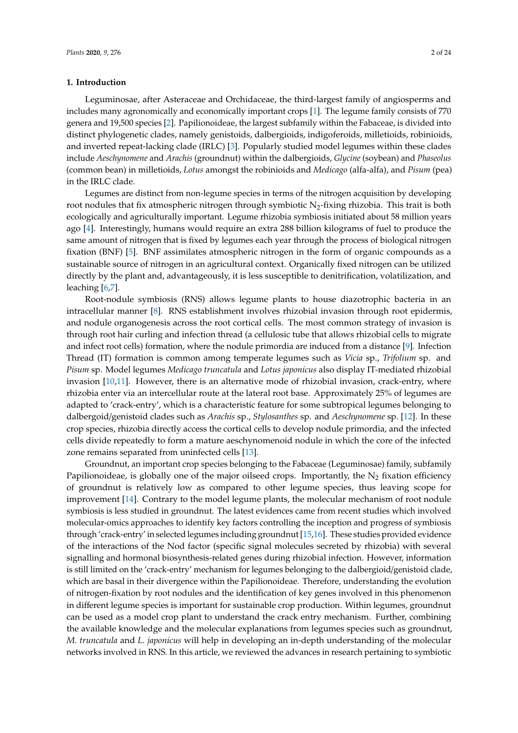## 1. Introduction

Leguminosae, after Asteraceae and Orchidaceae, the third-largest family of angiosperms and includes many agronomically and economically important crops [1]. The legume family consists of 770 genera and 19,500 species [2]. Papilionoideae, the largest subfamily within the Fabaceae, is divided into distinct phylogenetic clades, namely genistoids, dalbergioids, indigoferoids, milletioids, robinioids, and inverted repeat-lacking clade (IRLC) [3]. Popularly studied model legumes within these clades include *Aeschynomene* and *Arachis* (groundnut) within the dalbergioids, *Glycine* (soybean) and *Phaseolus* (common bean) in milletioids, *Lotus* amongst the robinioids and *Medicago* (alfa-alfa), and *Pisum* (pea) in the IRLC clade.

Legumes are distinct from non-legume species in terms of the nitrogen acquisition by developing root nodules that fix atmospheric nitrogen through symbiotic $N_2$-fixing rhizobia. This trait is both ecologically and agriculturally important. Legume rhizobia symbiosis initiated about 58 million years ago [4]. Interestingly, humans would require an extra 288 billion kilograms of fuel to produce the same amount of nitrogen that is fixed by legumes each year through the process of biological nitrogen fixation (BNF) [5]. BNF assimilates atmospheric nitrogen in the form of organic compounds as a sustainable source of nitrogen in an agricultural context. Organically fixed nitrogen can be utilized directly by the plant and, advantageously, it is less susceptible to denitrification, volatilization, and leaching [6,7].

Root-nodule symbiosis (RNS) allows legume plants to house diazotrophic bacteria in an intracellular manner [8]. RNS establishment involves rhizobial invasion through root epidermis, and nodule organogenesis across the root cortical cells. The most common strategy of invasion is through root hair curling and infection thread (a cellulosic tube that allows rhizobial cells to migrate and infect root cells) formation, where the nodule primordia are induced from a distance [9]. Infection Thread (IT) formation is common among temperate legumes such as *Vicia* sp., *Trifolium* sp. and *Pisum* sp. Model legumes *Medicago truncatula* and *Lotus japonicus* also display IT-mediated rhizobial invasion [10,11]. However, there is an alternative mode of rhizobial invasion, crack-entry, where rhizobia enter via an intercellular route at the lateral root base. Approximately 25% of legumes are adapted to 'crack-entry', which is a characteristic feature for some subtropical legumes belonging to dalbergoid/genistoid clades such as *Arachis* sp., *Stylosanthes* sp. and *Aeschynomene* sp. [12]. In these crop species, rhizobia directly access the cortical cells to develop nodule primordia, and the infected cells divide repeatedly to form a mature aeschynomenoid nodule in which the core of the infected zone remains separated from uninfected cells [13].

Groundnut, an important crop species belonging to the Fabaceae (Leguminosae) family, subfamily Papilionoideae, is globally one of the major oilseed crops. Importantly, the $N_2$ fixation efficiency of groundnut is relatively low as compared to other legume species, thus leaving scope for improvement [14]. Contrary to the model legume plants, the molecular mechanism of root nodule symbiosis is less studied in groundnut. The latest evidences came from recent studies which involved molecular-omics approaches to identify key factors controlling the inception and progress of symbiosis through 'crack-entry' in selected legumes including groundnut [15,16]. These studies provided evidence of the interactions of the Nod factor (specific signal molecules secreted by rhizobia) with several signalling and hormonal biosynthesis-related genes during rhizobial infection. However, information is still limited on the 'crack-entry' mechanism for legumes belonging to the dalbergioid/genistoid clade, which are basal in their divergence within the Papilionoideae. Therefore, understanding the evolution of nitrogen-fixation by root nodules and the identification of key genes involved in this phenomenon in different legume species is important for sustainable crop production. Within legumes, groundnut can be used as a model crop plant to understand the crack entry mechanism. Further, combining the available knowledge and the molecular explanations from legumes species such as groundnut, *M. truncatula* and *L. japonicus* will help in developing an in-depth understanding of the molecular networks involved in RNS. In this article, we reviewed the advances in research pertaining to symbiotic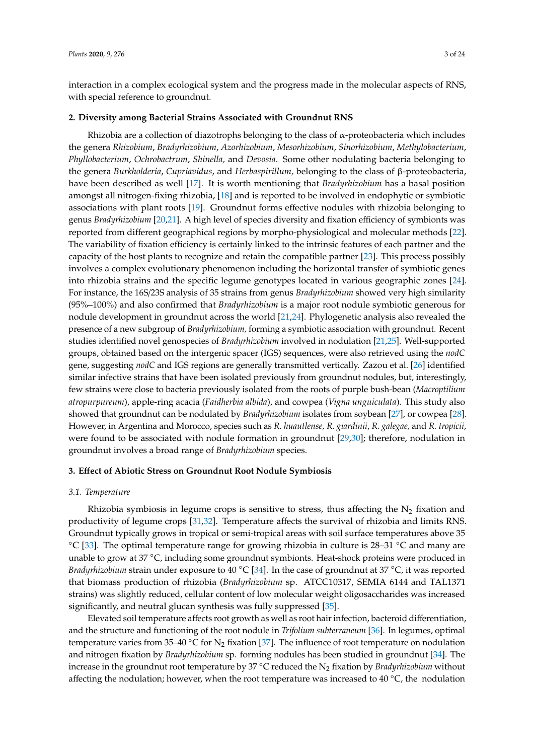interaction in a complex ecological system and the progress made in the molecular aspects of RNS, with special reference to groundnut.

## 2. Diversity among Bacterial Strains Associated with Groundnut RNS

Rhizobia are a collection of diazotrophs belonging to the class of α-proteobacteria which includes the genera *Rhizobium*, *Bradyrhizobium*, *Azorhizobium*, *Mesorhizobium*, *Sinorhizobium*, *Methylobacterium*, *Phyllobacterium*, *Ochrobactrum*, *Shinella,* and *Devosia*. Some other nodulating bacteria belonging to the genera *Burkholderia*, *Cupriavidus*, and *Herbaspirillum,* belonging to the class of β-proteobacteria, have been described as well [17]. It is worth mentioning that *Bradyrhizobium* has a basal position amongst all nitrogen-fixing rhizobia, [18] and is reported to be involved in endophytic or symbiotic associations with plant roots [19]. Groundnut forms effective nodules with rhizobia belonging to genus *Bradyrhizobium* [20,21]. A high level of species diversity and fixation efficiency of symbionts was reported from different geographical regions by morpho-physiological and molecular methods [22]. The variability of fixation efficiency is certainly linked to the intrinsic features of each partner and the capacity of the host plants to recognize and retain the compatible partner [23]. This process possibly involves a complex evolutionary phenomenon including the horizontal transfer of symbiotic genes into rhizobia strains and the specific legume genotypes located in various geographic zones [24]. For instance, the 16S/23S analysis of 35 strains from genus *Bradyrhizobium* showed very high similarity (95%–100%) and also confirmed that *Bradyrhizobium* is a major root nodule symbiotic generous for nodule development in groundnut across the world [21,24]. Phylogenetic analysis also revealed the presence of a new subgroup of *Bradyrhizobium,* forming a symbiotic association with groundnut. Recent studies identified novel genospecies of *Bradyrhizobium* involved in nodulation [21,25]. Well-supported groups, obtained based on the intergenic spacer (IGS) sequences, were also retrieved using the *nodC* gene, suggesting *nodC* and IGS regions are generally transmitted vertically. Zazou et al. [26] identified similar infective strains that have been isolated previously from groundnut nodules, but, interestingly, few strains were close to bacteria previously isolated from the roots of purple bush-bean (*Macroptilium atropurpureum*), apple-ring acacia (*Faidherbia albida*), and cowpea (*Vigna unguiculata*). This study also showed that groundnut can be nodulated by *Bradyrhizobium* isolates from soybean [27], or cowpea [28]. However, in Argentina and Morocco, species such as *R. huautlense, R. giardinii*, *R. galegae,* and *R. tropicii*, were found to be associated with nodule formation in groundnut [29,30]; therefore, nodulation in groundnut involves a broad range of *Bradyrhizobium* species.

## 3. Effect of Abiotic Stress on Groundnut Root Nodule Symbiosis

### 3.1. Temperature

Rhizobia symbiosis in legume crops is sensitive to stress, thus affecting the $N_2$ fixation and productivity of legume crops [31,32]. Temperature affects the survival of rhizobia and limits RNS. Groundnut typically grows in tropical or semi-tropical areas with soil surface temperatures above 35 °C [33]. The optimal temperature range for growing rhizobia in culture is 28–31 °C and many are unable to grow at 37 °C, including some groundnut symbionts. Heat-shock proteins were produced in *Bradyrhizobium* strain under exposure to 40 °C [34]. In the case of groundnut at 37 °C, it was reported that biomass production of rhizobia (*Bradyrhizobium* sp. ATCC10317, SEMIA 6144 and TAL1371 strains) was slightly reduced, cellular content of low molecular weight oligosaccharides was increased significantly, and neutral glucan synthesis was fully suppressed [35].

Elevated soil temperature affects root growth as well as root hair infection, bacteroid differentiation, and the structure and functioning of the root nodule in *Trifolium subterraneum* [36]. In legumes, optimal temperature varies from 35–40 °C for $N_2$ fixation [37]. The influence of root temperature on nodulation and nitrogen fixation by *Bradyrhizobium* sp. forming nodules has been studied in groundnut [34]. The increase in the groundnut root temperature by 37 °C reduced the $N_2$ fixation by *Bradyrhizobium* without affecting the nodulation; however, when the root temperature was increased to 40 °C, the nodulation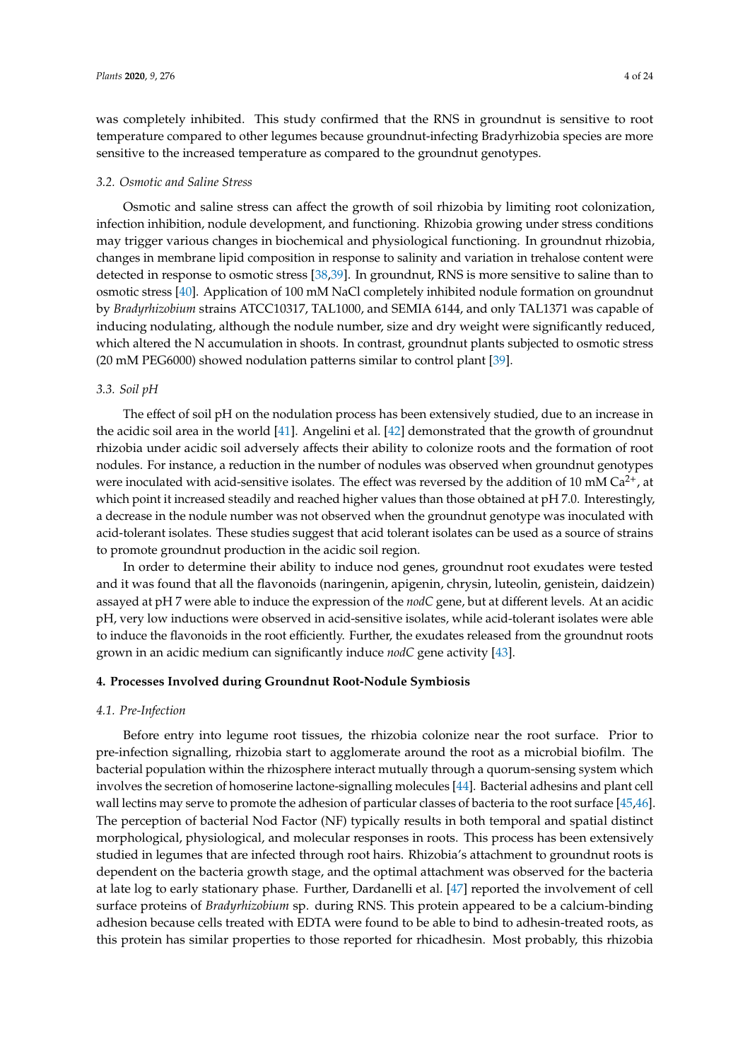was completely inhibited. This study confirmed that the RNS in groundnut is sensitive to root temperature compared to other legumes because groundnut-infecting Bradyrhizobia species are more sensitive to the increased temperature as compared to the groundnut genotypes.

### 3.2. Osmotic and Saline Stress

Osmotic and saline stress can affect the growth of soil rhizobia by limiting root colonization, infection inhibition, nodule development, and functioning. Rhizobia growing under stress conditions may trigger various changes in biochemical and physiological functioning. In groundnut rhizobia, changes in membrane lipid composition in response to salinity and variation in trehalose content were detected in response to osmotic stress [38,39]. In groundnut, RNS is more sensitive to saline than to osmotic stress [40]. Application of 100 mM NaCl completely inhibited nodule formation on groundnut by *Bradyrhizobium* strains ATCC10317, TAL1000, and SEMIA 6144, and only TAL1371 was capable of inducing nodulating, although the nodule number, size and dry weight were significantly reduced, which altered the N accumulation in shoots. In contrast, groundnut plants subjected to osmotic stress (20 mM PEG6000) showed nodulation patterns similar to control plant [39].

### 3.3. Soil pH

The effect of soil pH on the nodulation process has been extensively studied, due to an increase in the acidic soil area in the world [41]. Angelini et al. [42] demonstrated that the growth of groundnut rhizobia under acidic soil adversely affects their ability to colonize roots and the formation of root nodules. For instance, a reduction in the number of nodules was observed when groundnut genotypes were inoculated with acid-sensitive isolates. The effect was reversed by the addition of 10 mM $Ca^{2+}$, at which point it increased steadily and reached higher values than those obtained at pH 7.0. Interestingly, a decrease in the nodule number was not observed when the groundnut genotype was inoculated with acid-tolerant isolates. These studies suggest that acid tolerant isolates can be used as a source of strains to promote groundnut production in the acidic soil region.

In order to determine their ability to induce nod genes, groundnut root exudates were tested and it was found that all the flavonoids (naringenin, apigenin, chrysin, luteolin, genistein, daidzein) assayed at pH 7 were able to induce the expression of the *nodC* gene, but at different levels. At an acidic pH, very low inductions were observed in acid-sensitive isolates, while acid-tolerant isolates were able to induce the flavonoids in the root efficiently. Further, the exudates released from the groundnut roots grown in an acidic medium can significantly induce *nodC* gene activity [43].

## 4. Processes Involved during Groundnut Root-Nodule Symbiosis

### 4.1. Pre-Infection

Before entry into legume root tissues, the rhizobia colonize near the root surface. Prior to pre-infection signalling, rhizobia start to agglomerate around the root as a microbial biofilm. The bacterial population within the rhizosphere interact mutually through a quorum-sensing system which involves the secretion of homoserine lactone-signalling molecules [44]. Bacterial adhesins and plant cell wall lectins may serve to promote the adhesion of particular classes of bacteria to the root surface [45,46]. The perception of bacterial Nod Factor (NF) typically results in both temporal and spatial distinct morphological, physiological, and molecular responses in roots. This process has been extensively studied in legumes that are infected through root hairs. Rhizobia's attachment to groundnut roots is dependent on the bacteria growth stage, and the optimal attachment was observed for the bacteria at late log to early stationary phase. Further, Dardanelli et al. [47] reported the involvement of cell surface proteins of *Bradyrhizobium* sp. during RNS. This protein appeared to be a calcium-binding adhesion because cells treated with EDTA were found to be able to bind to adhesin-treated roots, as this protein has similar properties to those reported for rhicadhesin. Most probably, this rhizobia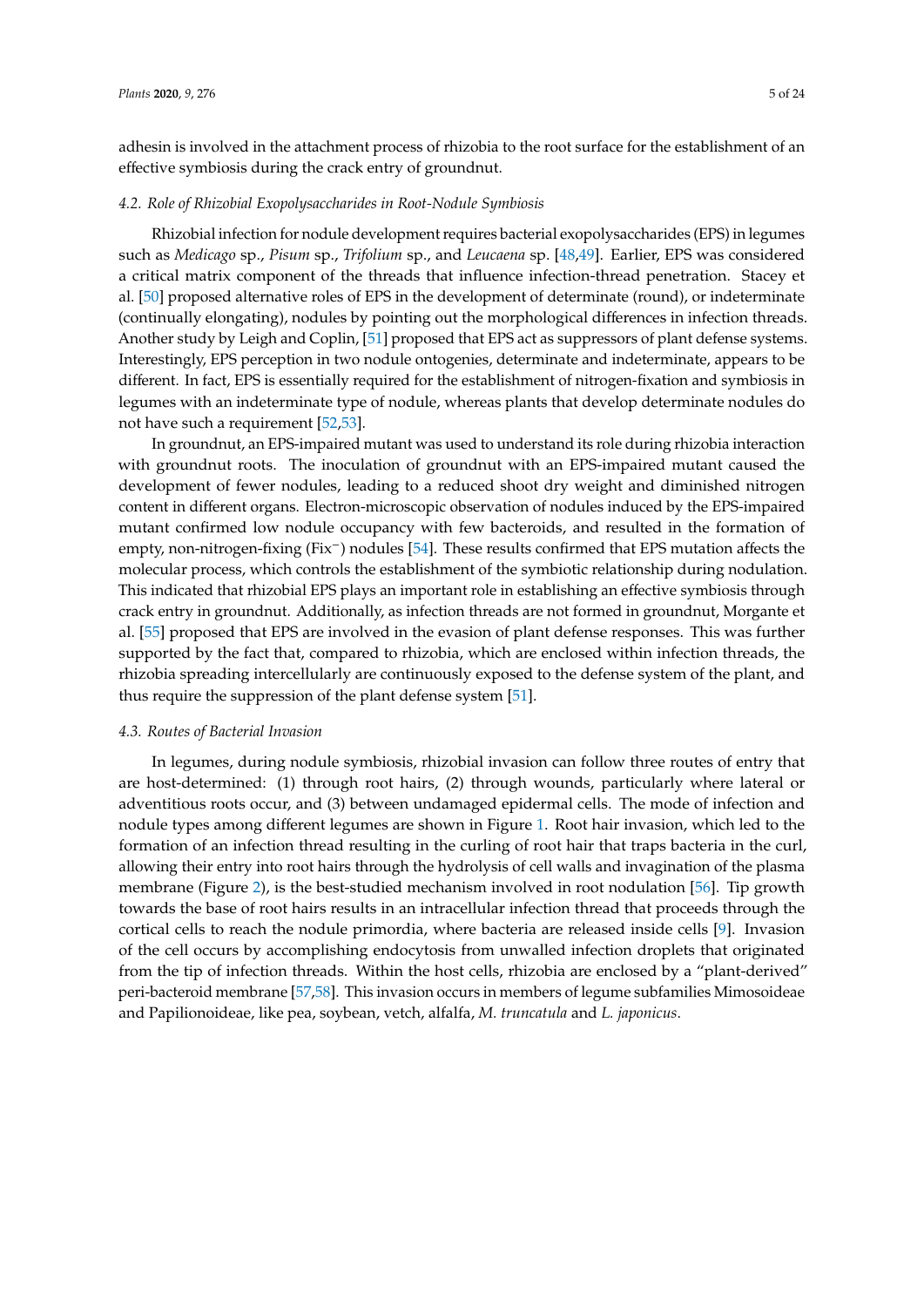adhesin is involved in the attachment process of rhizobia to the root surface for the establishment of an effective symbiosis during the crack entry of groundnut.

### 4.2. Role of Rhizobial Exopolysaccharides in Root-Nodule Symbiosis

Rhizobial infection for nodule development requires bacterial exopolysaccharides (EPS) in legumes such as *Medicago* sp., *Pisum* sp., *Trifolium* sp., and *Leucaena* sp. [48,49]. Earlier, EPS was considered a critical matrix component of the threads that influence infection-thread penetration. Stacey et al. [50] proposed alternative roles of EPS in the development of determinate (round), or indeterminate (continually elongating), nodules by pointing out the morphological differences in infection threads. Another study by Leigh and Coplin, [51] proposed that EPS act as suppressors of plant defense systems. Interestingly, EPS perception in two nodule ontogenies, determinate and indeterminate, appears to be different. In fact, EPS is essentially required for the establishment of nitrogen-fixation and symbiosis in legumes with an indeterminate type of nodule, whereas plants that develop determinate nodules do not have such a requirement [52,53].

In groundnut, an EPS-impaired mutant was used to understand its role during rhizobia interaction with groundnut roots. The inoculation of groundnut with an EPS-impaired mutant caused the development of fewer nodules, leading to a reduced shoot dry weight and diminished nitrogen content in different organs. Electron-microscopic observation of nodules induced by the EPS-impaired mutant confirmed low nodule occupancy with few bacteroids, and resulted in the formation of empty, non-nitrogen-fixing (Fix$^-$) nodules [54]. These results confirmed that EPS mutation affects the molecular process, which controls the establishment of the symbiotic relationship during nodulation. This indicated that rhizobial EPS plays an important role in establishing an effective symbiosis through crack entry in groundnut. Additionally, as infection threads are not formed in groundnut, Morgante et al. [55] proposed that EPS are involved in the evasion of plant defense responses. This was further supported by the fact that, compared to rhizobia, which are enclosed within infection threads, the rhizobia spreading intercellularly are continuously exposed to the defense system of the plant, and thus require the suppression of the plant defense system [51].

### 4.3. Routes of Bacterial Invasion

In legumes, during nodule symbiosis, rhizobial invasion can follow three routes of entry that are host-determined: (1) through root hairs, (2) through wounds, particularly where lateral or adventitious roots occur, and (3) between undamaged epidermal cells. The mode of infection and nodule types among different legumes are shown in Figure 1. Root hair invasion, which led to the formation of an infection thread resulting in the curling of root hair that traps bacteria in the curl, allowing their entry into root hairs through the hydrolysis of cell walls and invagination of the plasma membrane (Figure 2), is the best-studied mechanism involved in root nodulation [56]. Tip growth towards the base of root hairs results in an intracellular infection thread that proceeds through the cortical cells to reach the nodule primordia, where bacteria are released inside cells [9]. Invasion of the cell occurs by accomplishing endocytosis from unwalled infection droplets that originated from the tip of infection threads. Within the host cells, rhizobia are enclosed by a "plant-derived" peri-bacteroid membrane [57,58]. This invasion occurs in members of legume subfamilies Mimosoideae and Papilionoideae, like pea, soybean, vetch, alfalfa, *M. truncatula* and *L. japonicus*.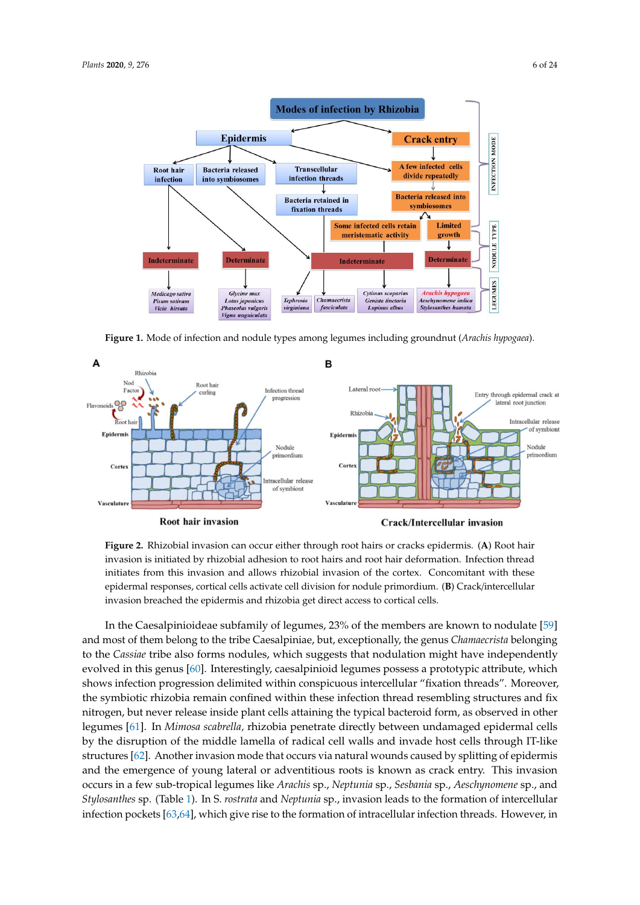**Figure 1.** Mode of infection and nodule types among legumes including groundnut (*Arachis hypogaea*).

**Figure 2.** Rhizobial invasion can occur either through root hairs or cracks epidermis. (**A**) Root hair invasion is initiated by rhizobial adhesion to root hairs and root hair deformation. Infection thread initiates from this invasion and allows rhizobial invasion of the cortex. Concomitant with these epidermal responses, cortical cells activate cell division for nodule primordium. (**B**) Crack/intercellular invasion breached the epidermis and rhizobia get direct access to cortical cells.

In the Caesalpinioideae subfamily of legumes, 23% of the members are known to nodulate [59] and most of them belong to the tribe Caesalpiniae, but, exceptionally, the genus *Chamaecrista* belonging to the *Cassiae* tribe also forms nodules, which suggests that nodulation might have independently evolved in this genus [60]. Interestingly, caesalpinioid legumes possess a prototypic attribute, which shows infection progression delimited within conspicuous intercellular "fixation threads". Moreover, the symbiotic rhizobia remain confined within these infection thread resembling structures and fix nitrogen, but never release inside plant cells attaining the typical bacteroid form, as observed in other legumes [61]. In *Mimosa scabrella*, rhizobia penetrate directly between undamaged epidermal cells by the disruption of the middle lamella of radical cell walls and invade host cells through IT-like structures [62]. Another invasion mode that occurs via natural wounds caused by splitting of epidermis and the emergence of young lateral or adventitious roots is known as crack entry. This invasion occurs in a few sub-tropical legumes like *Arachis* sp., *Neptunia* sp., *Sesbania* sp., *Aeschynomene* sp., and *Stylosanthes* sp. (Table 1). In *S. rostrata* and *Neptunia* sp., invasion leads to the formation of intercellular infection pockets [63,64], which give rise to the formation of intracellular infection threads. However, in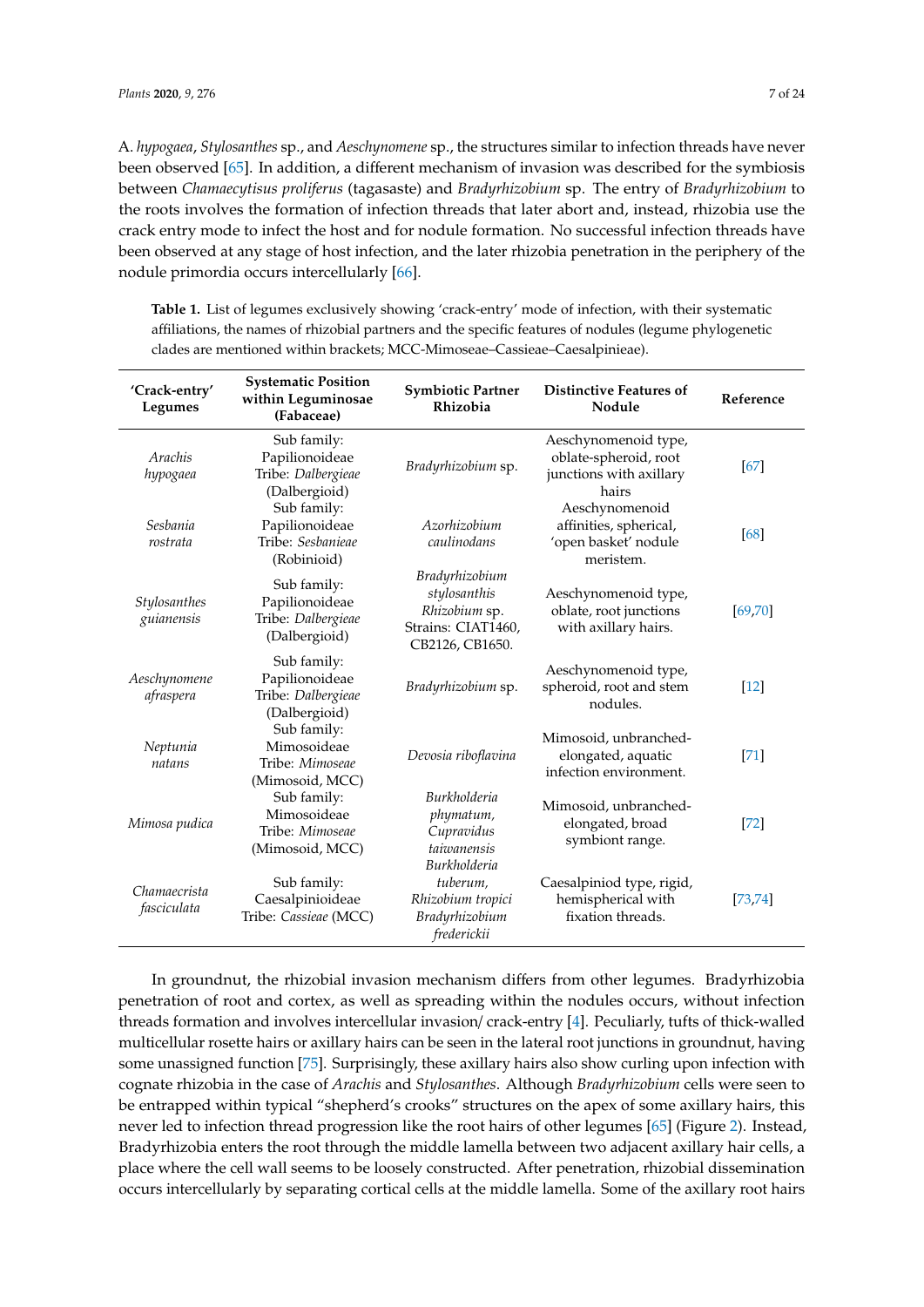A. *hypogaea*, *Stylosanthes* sp., and *Aeschynomene* sp., the structures similar to infection threads have never been observed [65]. In addition, a different mechanism of invasion was described for the symbiosis between *Chamaecytisus proliferus* (tagasaste) and *Bradyrhizobium* sp. The entry of *Bradyrhizobium* to the roots involves the formation of infection threads that later abort and, instead, rhizobia use the crack entry mode to infect the host and for nodule formation. No successful infection threads have been observed at any stage of host infection, and the later rhizobia penetration in the periphery of the nodule primordia occurs intercellularly [66].

**Table 1.** List of legumes exclusively showing 'crack-entry' mode of infection, with their systematic affiliations, the names of rhizobial partners and the specific features of nodules (legume phylogenetic clades are mentioned within brackets; MCC-Mimoseae–Cassieae–Caesalpinieae).

| 'Crack-entry' Legumes | Systematic Position within Leguminosae (Fabaceae) | Symbiotic Partner Rhizobia | Distinctive Features of Nodule | Reference |
|---|---|---|---|---|
| *Arachis hypogaea* | Sub family: Papilionoideae Tribe: *Dalbergieae* (Dalbergioid) | *Bradyrhizobium* sp. | Aeschynomenoid type, oblate-spheroid, root junctions with axillary hairs | [67] |
| *Sesbania rostrata* | Sub family: Papilionoideae Tribe: *Sesbanieae* (Robinioid) | *Azorhizobium caulinodans* | Aeschynomenoid affinities, spherical, 'open basket' nodule meristem. | [68] |
| *Stylosanthes guianensis* | Sub family: Papilionoideae Tribe: *Dalbergieae* (Dalbergioid) | *Bradyrhizobium stylosanthis Rhizobium* sp. Strains: CIAT1460, CB2126, CB1650. | Aeschynomenoid type, oblate, root junctions with axillary hairs. | [69,70] |
| *Aeschynomene afraspera* | Sub family: Papilionoideae Tribe: *Dalbergieae* (Dalbergioid) | *Bradyrhizobium* sp. | Aeschynomenoid type, spheroid, root and stem nodules. | [12] |
| *Neptunia natans* | Sub family: Mimosoideae Tribe: *Mimoseae* (Mimosoid, MCC) | *Devosia riboflavina* | Mimosoid, unbranched-elongated, aquatic infection environment. | [71] |
| *Mimosa pudica* | Sub family: Mimosoideae Tribe: *Mimoseae* (Mimosoid, MCC) | *Burkholderia phymatum, Cupravidus taiwanensis* | Mimosoid, unbranched-elongated, broad symbiont range. | [72] |
| *Chamaecrista fasciculata* | Sub family: Caesalpinioideae Tribe: *Cassieae* (MCC) | *Burkholderia tuberum, Rhizobium tropici Bradyrhizobium frederickii* | Caesalpiniod type, rigid, hemispherical with fixation threads. | [73,74] |

In groundnut, the rhizobial invasion mechanism differs from other legumes. Bradyrhizobia penetration of root and cortex, as well as spreading within the nodules occurs, without infection threads formation and involves intercellular invasion/ crack-entry [4]. Peculiarly, tufts of thick-walled multicellular rosette hairs or axillary hairs can be seen in the lateral root junctions in groundnut, having some unassigned function [75]. Surprisingly, these axillary hairs also show curling upon infection with cognate rhizobia in the case of *Arachis* and *Stylosanthes*. Although *Bradyrhizobium* cells were seen to be entrapped within typical "shepherd's crooks" structures on the apex of some axillary hairs, this never led to infection thread progression like the root hairs of other legumes [65] (Figure 2). Instead, Bradyrhizobia enters the root through the middle lamella between two adjacent axillary hair cells, a place where the cell wall seems to be loosely constructed. After penetration, rhizobial dissemination occurs intercellularly by separating cortical cells at the middle lamella. Some of the axillary root hairs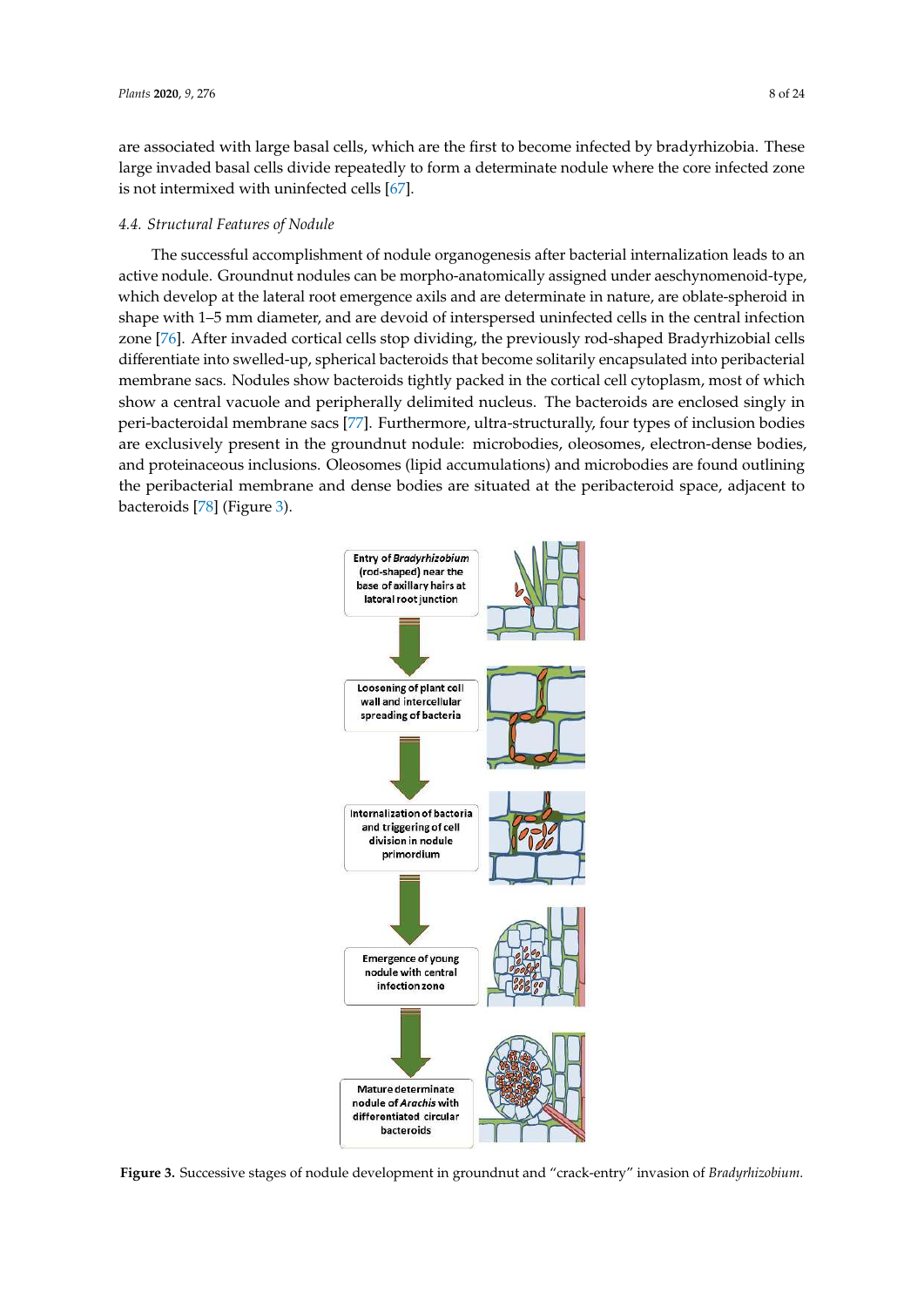are associated with large basal cells, which are the first to become infected by bradyrhizobia. These large invaded basal cells divide repeatedly to form a determinate nodule where the core infected zone is not intermixed with uninfected cells [67].

### 4.4. Structural Features of Nodule

The successful accomplishment of nodule organogenesis after bacterial internalization leads to an active nodule. Groundnut nodules can be morpho-anatomically assigned under aeschynomenoid-type, which develop at the lateral root emergence axils and are determinate in nature, are oblate-spheroid in shape with 1–5 mm diameter, and are devoid of interspersed uninfected cells in the central infection zone [76]. After invaded cortical cells stop dividing, the previously rod-shaped Bradyrhizobial cells differentiate into swelled-up, spherical bacteroids that become solitarily encapsulated into peribacterial membrane sacs. Nodules show bacteroids tightly packed in the cortical cell cytoplasm, most of which show a central vacuole and peripherally delimited nucleus. The bacteroids are enclosed singly in peri-bacteroidal membrane sacs [77]. Furthermore, ultra-structurally, four types of inclusion bodies are exclusively present in the groundnut nodule: microbodies, oleosomes, electron-dense bodies, and proteinaceous inclusions. Oleosomes (lipid accumulations) and microbodies are found outlining the peribacterial membrane and dense bodies are situated at the peribacteroid space, adjacent to bacteroids [78] (Figure 3).

Entry of *Bradyrhizobium* (rod-shaped) near the base of axillary hairs at latoral root junction

Loosening of plant cell wall and intercellular spreading of bacteria

Internalization of bacteria and triggering of cell division in nodule primordium

Emergence of young nodule with central infection zone

Mature determinate nodule of *Arachis* with differentiated circular bacteroids

**Figure 3.** Successive stages of nodule development in groundnut and "crack-entry" invasion of *Bradyrhizobium*.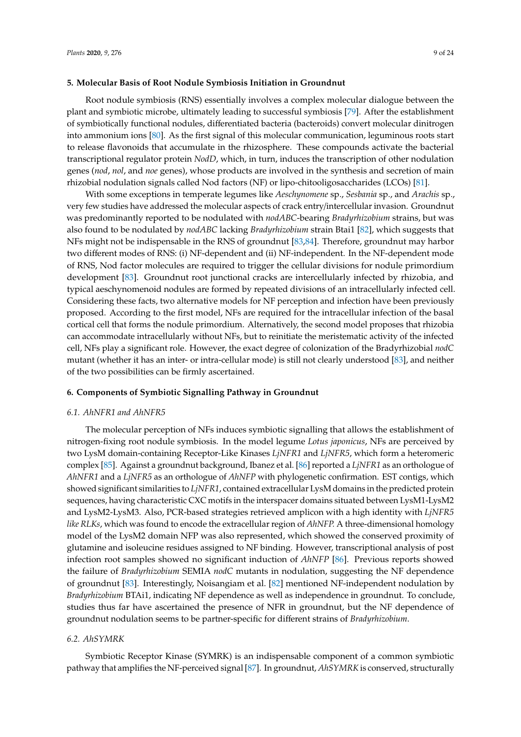## 5. Molecular Basis of Root Nodule Symbiosis Initiation in Groundnut

Root nodule symbiosis (RNS) essentially involves a complex molecular dialogue between the plant and symbiotic microbe, ultimately leading to successful symbiosis [79]. After the establishment of symbiotically functional nodules, differentiated bacteria (bacteroids) convert molecular dinitrogen into ammonium ions [80]. As the first signal of this molecular communication, leguminous roots start to release flavonoids that accumulate in the rhizosphere. These compounds activate the bacterial transcriptional regulator protein *NodD*, which, in turn, induces the transcription of other nodulation genes (*nod*, *nol*, and *noe* genes), whose products are involved in the synthesis and secretion of main rhizobial nodulation signals called Nod factors (NF) or lipo-chitooligosaccharides (LCOs) [81].

With some exceptions in temperate legumes like *Aeschynomene* sp., *Sesbania* sp., and *Arachis* sp., very few studies have addressed the molecular aspects of crack entry/intercellular invasion. Groundnut was predominantly reported to be nodulated with *nodABC*-bearing *Bradyrhizobium* strains, but was also found to be nodulated by *nodABC* lacking *Bradyrhizobium* strain Btai1 [82], which suggests that NFs might not be indispensable in the RNS of groundnut [83,84]. Therefore, groundnut may harbor two different modes of RNS: (i) NF-dependent and (ii) NF-independent. In the NF-dependent mode of RNS, Nod factor molecules are required to trigger the cellular divisions for nodule primordium development [83]. Groundnut root junctional cracks are intercellularly infected by rhizobia, and typical aeschynomenoid nodules are formed by repeated divisions of an intracellularly infected cell. Considering these facts, two alternative models for NF perception and infection have been previously proposed. According to the first model, NFs are required for the intracellular infection of the basal cortical cell that forms the nodule primordium. Alternatively, the second model proposes that rhizobia can accommodate intracellularly without NFs, but to reinitiate the meristematic activity of the infected cell, NFs play a significant role. However, the exact degree of colonization of the Bradyrhizobial *nodC* mutant (whether it has an inter- or intra-cellular mode) is still not clearly understood [83], and neither of the two possibilities can be firmly ascertained.

## 6. Components of Symbiotic Signalling Pathway in Groundnut

### 6.1. AhNFR1 and AhNFR5

The molecular perception of NFs induces symbiotic signalling that allows the establishment of nitrogen-fixing root nodule symbiosis. In the model legume *Lotus japonicus*, NFs are perceived by two LysM domain-containing Receptor-Like Kinases *LjNFR1* and *LjNFR5*, which form a heteromeric complex [85]. Against a groundnut background, Ibanez et al. [86] reported a *LjNFR1* as an orthologue of *AhNFR1* and a *LjNFR5* as an orthologue of *AhNFP* with phylogenetic confirmation. EST contigs, which showed significant similarities to *LjNFR1*, contained extracellular LysM domains in the predicted protein sequences, having characteristic CXC motifs in the interspacer domains situated between LysM1-LysM2 and LysM2-LysM3. Also, PCR-based strategies retrieved amplicon with a high identity with *LjNFR5 like RLKs*, which was found to encode the extracellular region of *AhNFP.* A three-dimensional homology model of the LysM2 domain NFP was also represented, which showed the conserved proximity of glutamine and isoleucine residues assigned to NF binding. However, transcriptional analysis of post infection root samples showed no significant induction of *AhNFP* [86]. Previous reports showed the failure of *Bradyrhizobium* SEMIA *nodC* mutants in nodulation, suggesting the NF dependence of groundnut [83]. Interestingly, Noisangiam et al. [82] mentioned NF-independent nodulation by *Bradyrhizobium* BTAi1, indicating NF dependence as well as independence in groundnut. To conclude, studies thus far have ascertained the presence of NFR in groundnut, but the NF dependence of groundnut nodulation seems to be partner-specific for different strains of *Bradyrhizobium*.

### 6.2. AhSYMRK

Symbiotic Receptor Kinase (SYMRK) is an indispensable component of a common symbiotic pathway that amplifies the NF-perceived signal [87]. In groundnut, *AhSYMRK* is conserved, structurally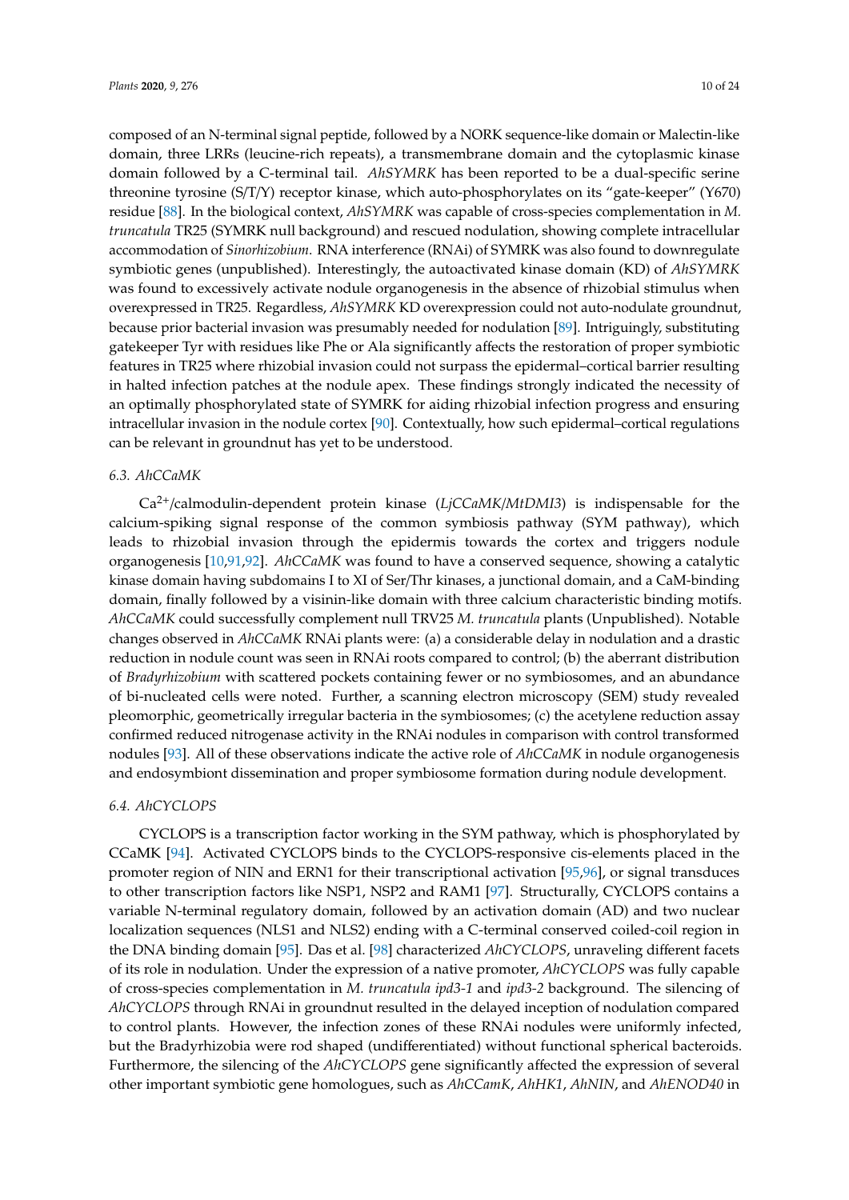composed of an N-terminal signal peptide, followed by a NORK sequence-like domain or Malectin-like domain, three LRRs (leucine-rich repeats), a transmembrane domain and the cytoplasmic kinase domain followed by a C-terminal tail. *AhSYMRK* has been reported to be a dual-specific serine threonine tyrosine (S/T/Y) receptor kinase, which auto-phosphorylates on its "gate-keeper" (Y670) residue [88]. In the biological context, *AhSYMRK* was capable of cross-species complementation in *M. truncatula* TR25 (SYMRK null background) and rescued nodulation, showing complete intracellular accommodation of *Sinorhizobium*. RNA interference (RNAi) of SYMRK was also found to downregulate symbiotic genes (unpublished). Interestingly, the autoactivated kinase domain (KD) of *AhSYMRK* was found to excessively activate nodule organogenesis in the absence of rhizobial stimulus when overexpressed in TR25. Regardless, *AhSYMRK* KD overexpression could not auto-nodulate groundnut, because prior bacterial invasion was presumably needed for nodulation [89]. Intriguingly, substituting gatekeeper Tyr with residues like Phe or Ala significantly affects the restoration of proper symbiotic features in TR25 where rhizobial invasion could not surpass the epidermal–cortical barrier resulting in halted infection patches at the nodule apex. These findings strongly indicated the necessity of an optimally phosphorylated state of SYMRK for aiding rhizobial infection progress and ensuring intracellular invasion in the nodule cortex [90]. Contextually, how such epidermal–cortical regulations can be relevant in groundnut has yet to be understood.

### 6.3. AhCCaMK

$Ca^{2+}$/calmodulin-dependent protein kinase (*LjCCaMK*/*MtDMI3*) is indispensable for the calcium-spiking signal response of the common symbiosis pathway (SYM pathway), which leads to rhizobial invasion through the epidermis towards the cortex and triggers nodule organogenesis [10,91,92]. *AhCCaMK* was found to have a conserved sequence, showing a catalytic kinase domain having subdomains I to XI of Ser/Thr kinases, a junctional domain, and a CaM-binding domain, finally followed by a visinin-like domain with three calcium characteristic binding motifs. *AhCCaMK* could successfully complement null TRV25 *M. truncatula* plants (Unpublished). Notable changes observed in *AhCCaMK* RNAi plants were: (a) a considerable delay in nodulation and a drastic reduction in nodule count was seen in RNAi roots compared to control; (b) the aberrant distribution of *Bradyrhizobium* with scattered pockets containing fewer or no symbiosomes, and an abundance of bi-nucleated cells were noted. Further, a scanning electron microscopy (SEM) study revealed pleomorphic, geometrically irregular bacteria in the symbiosomes; (c) the acetylene reduction assay confirmed reduced nitrogenase activity in the RNAi nodules in comparison with control transformed nodules [93]. All of these observations indicate the active role of *AhCCaMK* in nodule organogenesis and endosymbiont dissemination and proper symbiosome formation during nodule development.

### 6.4. AhCYCLOPS

CYCLOPS is a transcription factor working in the SYM pathway, which is phosphorylated by CCaMK [94]. Activated CYCLOPS binds to the CYCLOPS-responsive cis-elements placed in the promoter region of NIN and ERN1 for their transcriptional activation [95,96], or signal transduces to other transcription factors like NSP1, NSP2 and RAM1 [97]. Structurally, CYCLOPS contains a variable N-terminal regulatory domain, followed by an activation domain (AD) and two nuclear localization sequences (NLS1 and NLS2) ending with a C-terminal conserved coiled-coil region in the DNA binding domain [95]. Das et al. [98] characterized *AhCYCLOPS*, unraveling different facets of its role in nodulation. Under the expression of a native promoter, *AhCYCLOPS* was fully capable of cross-species complementation in *M. truncatula ipd3-1* and *ipd3-2* background. The silencing of *AhCYCLOPS* through RNAi in groundnut resulted in the delayed inception of nodulation compared to control plants. However, the infection zones of these RNAi nodules were uniformly infected, but the Bradyrhizobia were rod shaped (undifferentiated) without functional spherical bacteroids. Furthermore, the silencing of the *AhCYCLOPS* gene significantly affected the expression of several other important symbiotic gene homologues, such as *AhCCamK*, *AhHK1*, *AhNIN*, and *AhENOD40* in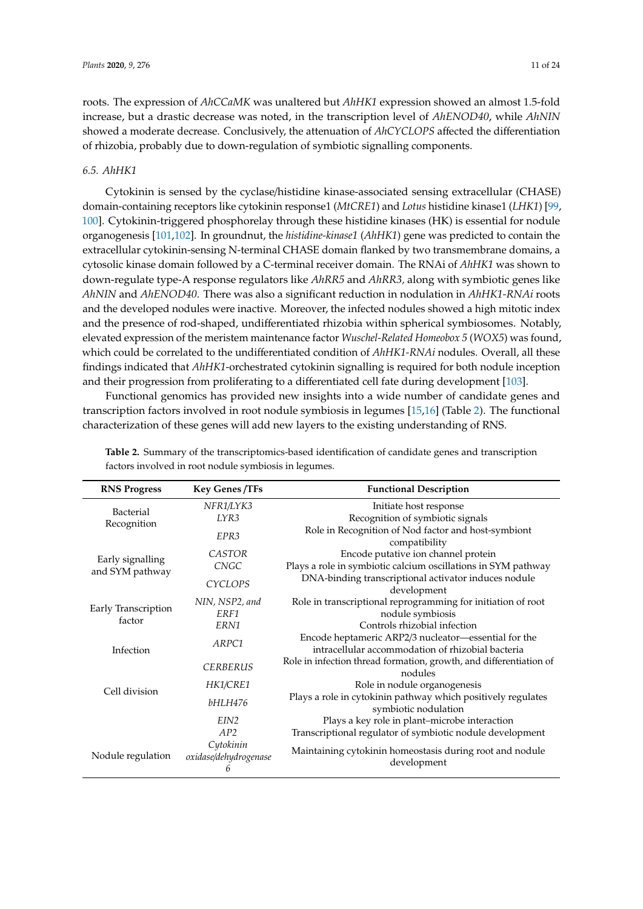roots. The expression of *AhCCaMK* was unaltered but *AhHK1* expression showed an almost 1.5-fold increase, but a drastic decrease was noted, in the transcription level of *AhENOD40*, while *AhNIN* showed a moderate decrease. Conclusively, the attenuation of *AhCYCLOPS* affected the differentiation of rhizobia, probably due to down-regulation of symbiotic signalling components.

### 6.5. *AhHK1*

Cytokinin is sensed by the cyclase/histidine kinase-associated sensing extracellular (CHASE) domain-containing receptors like cytokinin response1 (*MtCRE1*) and *Lotus* histidine kinase1 (*LHK1*) [99,100]. Cytokinin-triggered phosphorelay through these histidine kinases (HK) is essential for nodule organogenesis [101,102]. In groundnut, the *histidine-kinase1* (*AhHK1*) gene was predicted to contain the extracellular cytokinin-sensing N-terminal CHASE domain flanked by two transmembrane domains, a cytosolic kinase domain followed by a C-terminal receiver domain. The RNAi of *AhHK1* was shown to down-regulate type-A response regulators like *AhRR5* and *AhRR3,* along with symbiotic genes like *AhNIN* and *AhENOD40*. There was also a significant reduction in nodulation in *AhHK1-RNAi* roots and the developed nodules were inactive. Moreover, the infected nodules showed a high mitotic index and the presence of rod-shaped, undifferentiated rhizobia within spherical symbiosomes. Notably, elevated expression of the meristem maintenance factor *Wuschel-Related Homeobox 5* (*WOX5*) was found, which could be correlated to the undifferentiated condition of *AhHK1-RNAi* nodules. Overall, all these findings indicated that *AhHK1*-orchestrated cytokinin signalling is required for both nodule inception and their progression from proliferating to a differentiated cell fate during development [103].

Functional genomics has provided new insights into a wide number of candidate genes and transcription factors involved in root nodule symbiosis in legumes [15,16] (Table 2). The functional characterization of these genes will add new layers to the existing understanding of RNS.

**Table 2.** Summary of the transcriptomics-based identification of candidate genes and transcription factors involved in root nodule symbiosis in legumes.

| RNS Progress | Key Genes /TFs | Functional Description |
|---|---|---|
| Bacterial Recognition | *NFR1/LYK3* | Initiate host response |
| | *LYR3* | Recognition of symbiotic signals |
| | *EPR3* | Role in Recognition of Nod factor and host-symbiont compatibility |
| Early signalling and SYM pathway | *CASTOR* | Encode putative ion channel protein |
| | *CNGC* | Plays a role in symbiotic calcium oscillations in SYM pathway |
| | *CYCLOPS* | DNA-binding transcriptional activator induces nodule development |
| Early Transcription factor | *NIN, NSP2, and ERF1* | Role in transcriptional reprogramming for initiation of root nodule symbiosis |
| | *ERN1* | Controls rhizobial infection |
| Infection | *ARPC1* | Encode heptameric ARP2/3 nucleator—essential for the intracellular accommodation of rhizobial bacteria |
| | *CERBERUS* | Role in infection thread formation, growth, and differentiation of nodules |
| Cell division | *HK1/CRE1* | Role in nodule organogenesis |
| | *bHLH476* | Plays a role in cytokinin pathway which positively regulates symbiotic nodulation |
| Nodule regulation | *EIN2* | Plays a key role in plant–microbe interaction |
| | *AP2* | Transcriptional regulator of symbiotic nodule development |
| | *Cytokinin oxidase/dehydrogenase 6* | Maintaining cytokinin homeostasis during root and nodule development |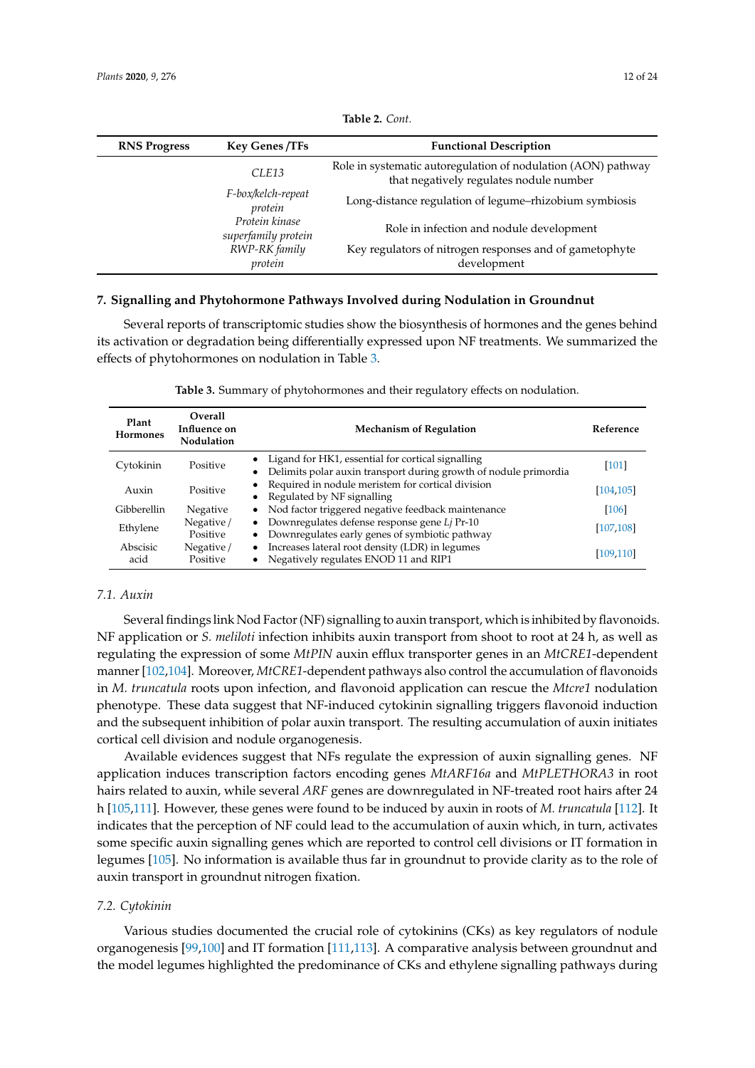**Table 2.** *Cont.*

| RNS Progress | Key Genes /TFs | Functional Description |
|---|---|---|
| | *CLE13* | Role in systematic autoregulation of nodulation (AON) pathway that negatively regulates nodule number |
| | *F-box/kelch-repeat protein* | Long-distance regulation of legume–rhizobium symbiosis |
| | *Protein kinase superfamily protein* | Role in infection and nodule development |
| | *RWP-RK family protein* | Key regulators of nitrogen responses and of gametophyte development |

## 7. Signalling and Phytohormone Pathways Involved during Nodulation in Groundnut

Several reports of transcriptomic studies show the biosynthesis of hormones and the genes behind its activation or degradation being differentially expressed upon NF treatments. We summarized the effects of phytohormones on nodulation in Table 3.

**Table 3.** Summary of phytohormones and their regulatory effects on nodulation.

| Plant Hormones | Overall Influence on Nodulation | Mechanism of Regulation | Reference |
|---|---|---|---|
| Cytokinin | Positive | • Ligand for HK1, essential for cortical signalling<br>• Delimits polar auxin transport during growth of nodule primordia | [101] |
| Auxin | Positive | • Required in nodule meristem for cortical division<br>• Regulated by NF signalling | [104,105] |
| Gibberellin | Negative | • Nod factor triggered negative feedback maintenance | [106] |
| Ethylene | Negative / Positive | • Downregulates defense response gene *Lj* Pr-10<br>• Downregulates early genes of symbiotic pathway | [107,108] |
| Abscisic acid | Negative / Positive | • Increases lateral root density (LDR) in legumes<br>• Negatively regulates ENOD 11 and RIP1 | [109,110] |

### 7.1. Auxin

Several findings link Nod Factor (NF) signalling to auxin transport, which is inhibited by flavonoids. NF application or *S. meliloti* infection inhibits auxin transport from shoot to root at 24 h, as well as regulating the expression of some *MtPIN* auxin efflux transporter genes in an *MtCRE1*-dependent manner [102,104]. Moreover, *MtCRE1*-dependent pathways also control the accumulation of flavonoids in *M. truncatula* roots upon infection, and flavonoid application can rescue the *Mtcre1* nodulation phenotype. These data suggest that NF-induced cytokinin signalling triggers flavonoid induction and the subsequent inhibition of polar auxin transport. The resulting accumulation of auxin initiates cortical cell division and nodule organogenesis.

Available evidences suggest that NFs regulate the expression of auxin signalling genes. NF application induces transcription factors encoding genes *MtARF16a* and *MtPLETHORA3* in root hairs related to auxin, while several *ARF* genes are downregulated in NF-treated root hairs after 24 h [105,111]. However, these genes were found to be induced by auxin in roots of *M. truncatula* [112]. It indicates that the perception of NF could lead to the accumulation of auxin which, in turn, activates some specific auxin signalling genes which are reported to control cell divisions or IT formation in legumes [105]. No information is available thus far in groundnut to provide clarity as to the role of auxin transport in groundnut nitrogen fixation.

### 7.2. Cytokinin

Various studies documented the crucial role of cytokinins (CKs) as key regulators of nodule organogenesis [99,100] and IT formation [111,113]. A comparative analysis between groundnut and the model legumes highlighted the predominance of CKs and ethylene signalling pathways during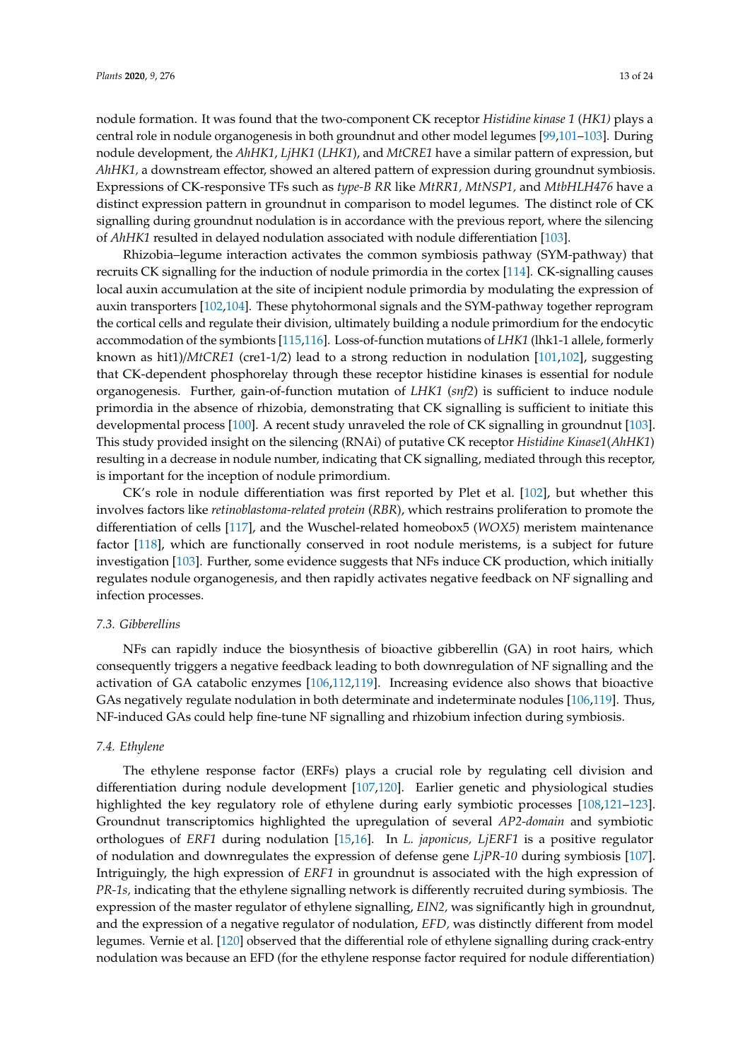nodule formation. It was found that the two-component CK receptor *Histidine kinase 1* (*HK1*) plays a central role in nodule organogenesis in both groundnut and other model legumes [99,101–103]. During nodule development, the *AhHK1*, *LjHK1* (*LHK1*), and *MtCRE1* have a similar pattern of expression, but *AhHK1,* a downstream effector, showed an altered pattern of expression during groundnut symbiosis. Expressions of CK-responsive TFs such as *type-B RR* like *MtRR1, MtNSP1,* and *MtbHLH476* have a distinct expression pattern in groundnut in comparison to model legumes. The distinct role of CK signalling during groundnut nodulation is in accordance with the previous report, where the silencing of *AhHK1* resulted in delayed nodulation associated with nodule differentiation [103].

Rhizobia–legume interaction activates the common symbiosis pathway (SYM-pathway) that recruits CK signalling for the induction of nodule primordia in the cortex [114]. CK-signalling causes local auxin accumulation at the site of incipient nodule primordia by modulating the expression of auxin transporters [102,104]. These phytohormonal signals and the SYM-pathway together reprogram the cortical cells and regulate their division, ultimately building a nodule primordium for the endocytic accommodation of the symbionts [115,116]. Loss-of-function mutations of *LHK1* (lhk1-1 allele, formerly known as hit1)/*MtCRE1* (cre1-1/2) lead to a strong reduction in nodulation [101,102], suggesting that CK-dependent phosphorelay through these receptor histidine kinases is essential for nodule organogenesis. Further, gain-of-function mutation of *LHK1* (*snf2*) is sufficient to induce nodule primordia in the absence of rhizobia, demonstrating that CK signalling is sufficient to initiate this developmental process [100]. A recent study unraveled the role of CK signalling in groundnut [103]. This study provided insight on the silencing (RNAi) of putative CK receptor *Histidine Kinase1*(*AhHK1*) resulting in a decrease in nodule number, indicating that CK signalling, mediated through this receptor, is important for the inception of nodule primordium.

CK's role in nodule differentiation was first reported by Plet et al. [102], but whether this involves factors like *retinoblastoma-related protein* (*RBR*), which restrains proliferation to promote the differentiation of cells [117], and the Wuschel-related homeobox5 (*WOX5*) meristem maintenance factor [118], which are functionally conserved in root nodule meristems, is a subject for future investigation [103]. Further, some evidence suggests that NFs induce CK production, which initially regulates nodule organogenesis, and then rapidly activates negative feedback on NF signalling and infection processes.

### 7.3. Gibberellins

NFs can rapidly induce the biosynthesis of bioactive gibberellin (GA) in root hairs, which consequently triggers a negative feedback leading to both downregulation of NF signalling and the activation of GA catabolic enzymes [106,112,119]. Increasing evidence also shows that bioactive GAs negatively regulate nodulation in both determinate and indeterminate nodules [106,119]. Thus, NF-induced GAs could help fine-tune NF signalling and rhizobium infection during symbiosis.

### 7.4. Ethylene

The ethylene response factor (ERFs) plays a crucial role by regulating cell division and differentiation during nodule development [107,120]. Earlier genetic and physiological studies highlighted the key regulatory role of ethylene during early symbiotic processes [108,121–123]. Groundnut transcriptomics highlighted the upregulation of several *AP2-domain* and symbiotic orthologues of *ERF1* during nodulation [15,16]. In *L. japonicus, LjERF1* is a positive regulator of nodulation and downregulates the expression of defense gene *LjPR-10* during symbiosis [107]. Intriguingly, the high expression of *ERF1* in groundnut is associated with the high expression of *PR-1s,* indicating that the ethylene signalling network is differently recruited during symbiosis. The expression of the master regulator of ethylene signalling, *EIN2,* was significantly high in groundnut, and the expression of a negative regulator of nodulation, *EFD,* was distinctly different from model legumes. Vernie et al. [120] observed that the differential role of ethylene signalling during crack-entry nodulation was because an EFD (for the ethylene response factor required for nodule differentiation)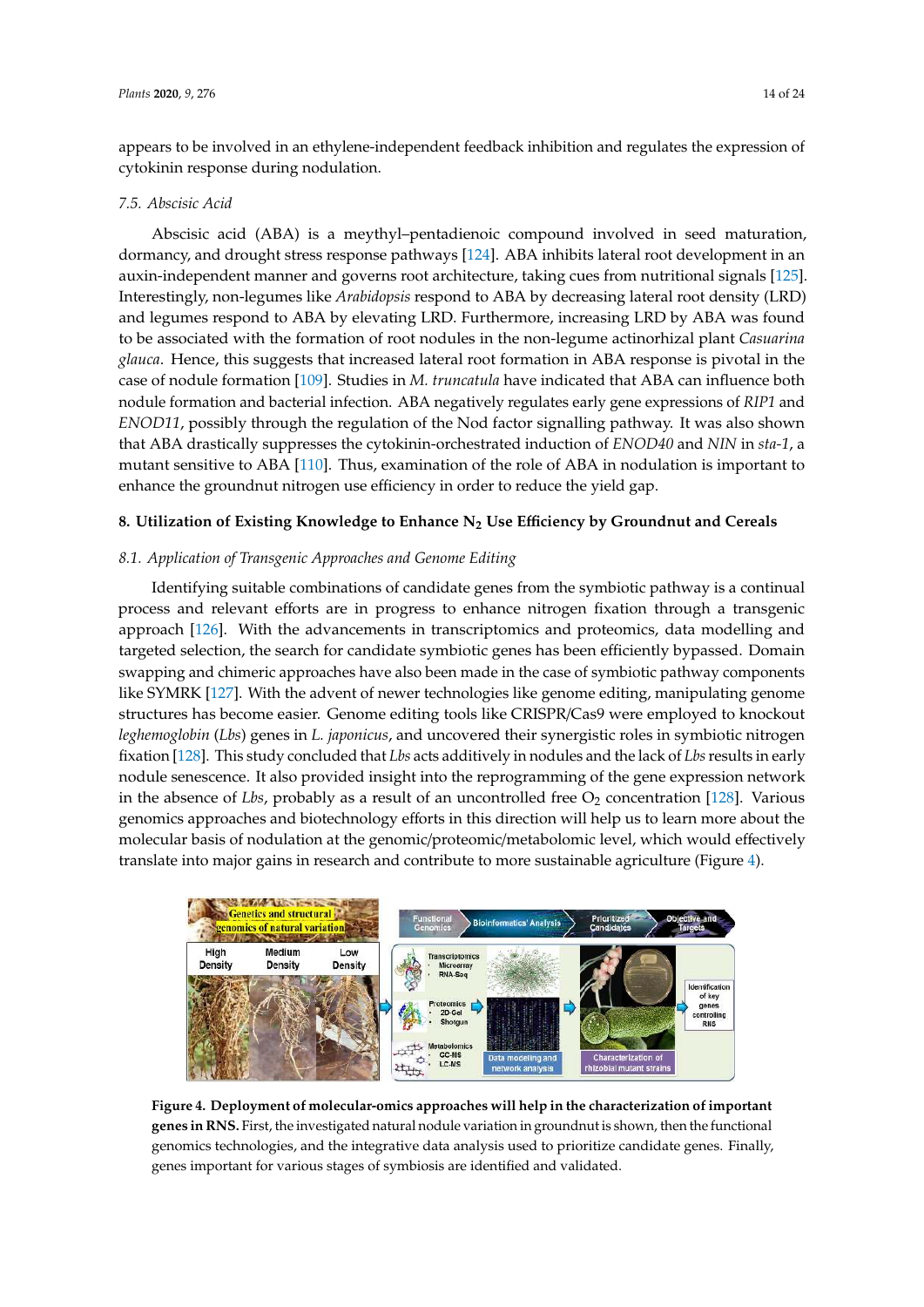appears to be involved in an ethylene-independent feedback inhibition and regulates the expression of cytokinin response during nodulation.

### 7.5. Abscisic Acid

Abscisic acid (ABA) is a meythyl–pentadienoic compound involved in seed maturation, dormancy, and drought stress response pathways [124]. ABA inhibits lateral root development in an auxin-independent manner and governs root architecture, taking cues from nutritional signals [125]. Interestingly, non-legumes like *Arabidopsis* respond to ABA by decreasing lateral root density (LRD) and legumes respond to ABA by elevating LRD. Furthermore, increasing LRD by ABA was found to be associated with the formation of root nodules in the non-legume actinorhizal plant *Casuarina glauca*. Hence, this suggests that increased lateral root formation in ABA response is pivotal in the case of nodule formation [109]. Studies in *M. truncatula* have indicated that ABA can influence both nodule formation and bacterial infection. ABA negatively regulates early gene expressions of *RIP1* and *ENOD11*, possibly through the regulation of the Nod factor signalling pathway. It was also shown that ABA drastically suppresses the cytokinin-orchestrated induction of *ENOD40* and *NIN* in *sta-1*, a mutant sensitive to ABA [110]. Thus, examination of the role of ABA in nodulation is important to enhance the groundnut nitrogen use efficiency in order to reduce the yield gap.

## 8. Utilization of Existing Knowledge to Enhance $N_2$ Use Efficiency by Groundnut and Cereals

### 8.1. Application of Transgenic Approaches and Genome Editing

Identifying suitable combinations of candidate genes from the symbiotic pathway is a continual process and relevant efforts are in progress to enhance nitrogen fixation through a transgenic approach [126]. With the advancements in transcriptomics and proteomics, data modelling and targeted selection, the search for candidate symbiotic genes has been efficiently bypassed. Domain swapping and chimeric approaches have also been made in the case of symbiotic pathway components like SYMRK [127]. With the advent of newer technologies like genome editing, manipulating genome structures has become easier. Genome editing tools like CRISPR/Cas9 were employed to knockout *leghemoglobin* (*Lbs*) genes in *L. japonicus*, and uncovered their synergistic roles in symbiotic nitrogen fixation [128]. This study concluded that *Lbs* acts additively in nodules and the lack of *Lbs* results in early nodule senescence. It also provided insight into the reprogramming of the gene expression network in the absence of *Lbs*, probably as a result of an uncontrolled free $O_2$ concentration [128]. Various genomics approaches and biotechnology efforts in this direction will help us to learn more about the molecular basis of nodulation at the genomic/proteomic/metabolomic level, which would effectively translate into major gains in research and contribute to more sustainable agriculture (Figure 4).

**Figure 4. Deployment of molecular-omics approaches will help in the characterization of important genes in RNS.** First, the investigated natural nodule variation in groundnut is shown, then the functional genomics technologies, and the integrative data analysis used to prioritize candidate genes. Finally, genes important for various stages of symbiosis are identified and validated.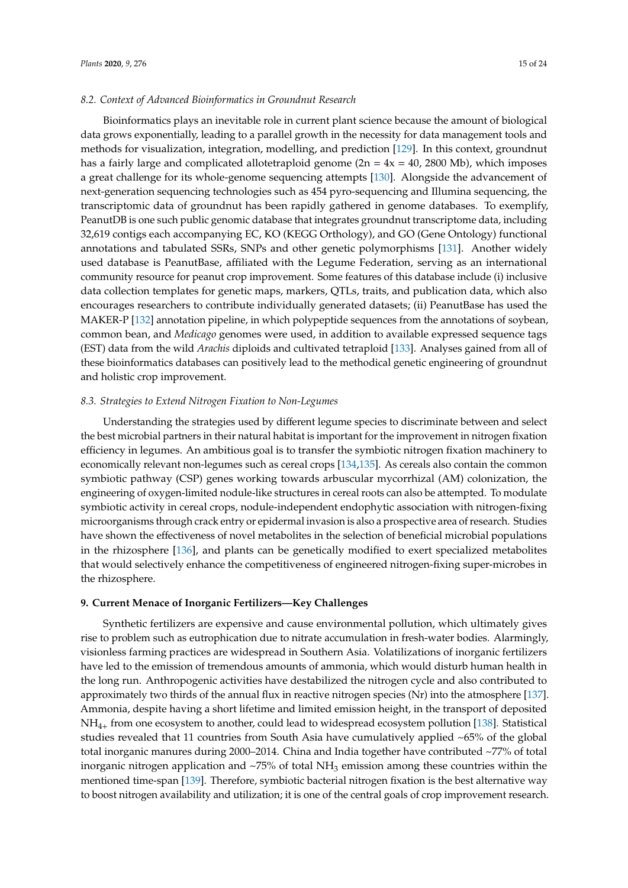### 8.2. Context of Advanced Bioinformatics in Groundnut Research

Bioinformatics plays an inevitable role in current plant science because the amount of biological data grows exponentially, leading to a parallel growth in the necessity for data management tools and methods for visualization, integration, modelling, and prediction [129]. In this context, groundnut has a fairly large and complicated allotetraploid genome (2n = 4x = 40, 2800 Mb), which imposes a great challenge for its whole-genome sequencing attempts [130]. Alongside the advancement of next-generation sequencing technologies such as 454 pyro-sequencing and Illumina sequencing, the transcriptomic data of groundnut has been rapidly gathered in genome databases. To exemplify, PeanutDB is one such public genomic database that integrates groundnut transcriptome data, including 32,619 contigs each accompanying EC, KO (KEGG Orthology), and GO (Gene Ontology) functional annotations and tabulated SSRs, SNPs and other genetic polymorphisms [131]. Another widely used database is PeanutBase, affiliated with the Legume Federation, serving as an international community resource for peanut crop improvement. Some features of this database include (i) inclusive data collection templates for genetic maps, markers, QTLs, traits, and publication data, which also encourages researchers to contribute individually generated datasets; (ii) PeanutBase has used the MAKER-P [132] annotation pipeline, in which polypeptide sequences from the annotations of soybean, common bean, and *Medicago* genomes were used, in addition to available expressed sequence tags (EST) data from the wild *Arachis* diploids and cultivated tetraploid [133]. Analyses gained from all of these bioinformatics databases can positively lead to the methodical genetic engineering of groundnut and holistic crop improvement.

### 8.3. Strategies to Extend Nitrogen Fixation to Non-Legumes

Understanding the strategies used by different legume species to discriminate between and select the best microbial partners in their natural habitat is important for the improvement in nitrogen fixation efficiency in legumes. An ambitious goal is to transfer the symbiotic nitrogen fixation machinery to economically relevant non-legumes such as cereal crops [134,135]. As cereals also contain the common symbiotic pathway (CSP) genes working towards arbuscular mycorrhizal (AM) colonization, the engineering of oxygen-limited nodule-like structures in cereal roots can also be attempted. To modulate symbiotic activity in cereal crops, nodule-independent endophytic association with nitrogen-fixing microorganisms through crack entry or epidermal invasion is also a prospective area of research. Studies have shown the effectiveness of novel metabolites in the selection of beneficial microbial populations in the rhizosphere [136], and plants can be genetically modified to exert specialized metabolites that would selectively enhance the competitiveness of engineered nitrogen-fixing super-microbes in the rhizosphere.

## 9. Current Menace of Inorganic Fertilizers—Key Challenges

Synthetic fertilizers are expensive and cause environmental pollution, which ultimately gives rise to problem such as eutrophication due to nitrate accumulation in fresh-water bodies. Alarmingly, visionless farming practices are widespread in Southern Asia. Volatilizations of inorganic fertilizers have led to the emission of tremendous amounts of ammonia, which would disturb human health in the long run. Anthropogenic activities have destabilized the nitrogen cycle and also contributed to approximately two thirds of the annual flux in reactive nitrogen species (Nr) into the atmosphere [137]. Ammonia, despite having a short lifetime and limited emission height, in the transport of deposited $NH_{4+}$ from one ecosystem to another, could lead to widespread ecosystem pollution [138]. Statistical studies revealed that 11 countries from South Asia have cumulatively applied ~65% of the global total inorganic manures during 2000–2014. China and India together have contributed ~77% of total inorganic nitrogen application and ~75% of total $NH_3$ emission among these countries within the mentioned time-span [139]. Therefore, symbiotic bacterial nitrogen fixation is the best alternative way to boost nitrogen availability and utilization; it is one of the central goals of crop improvement research.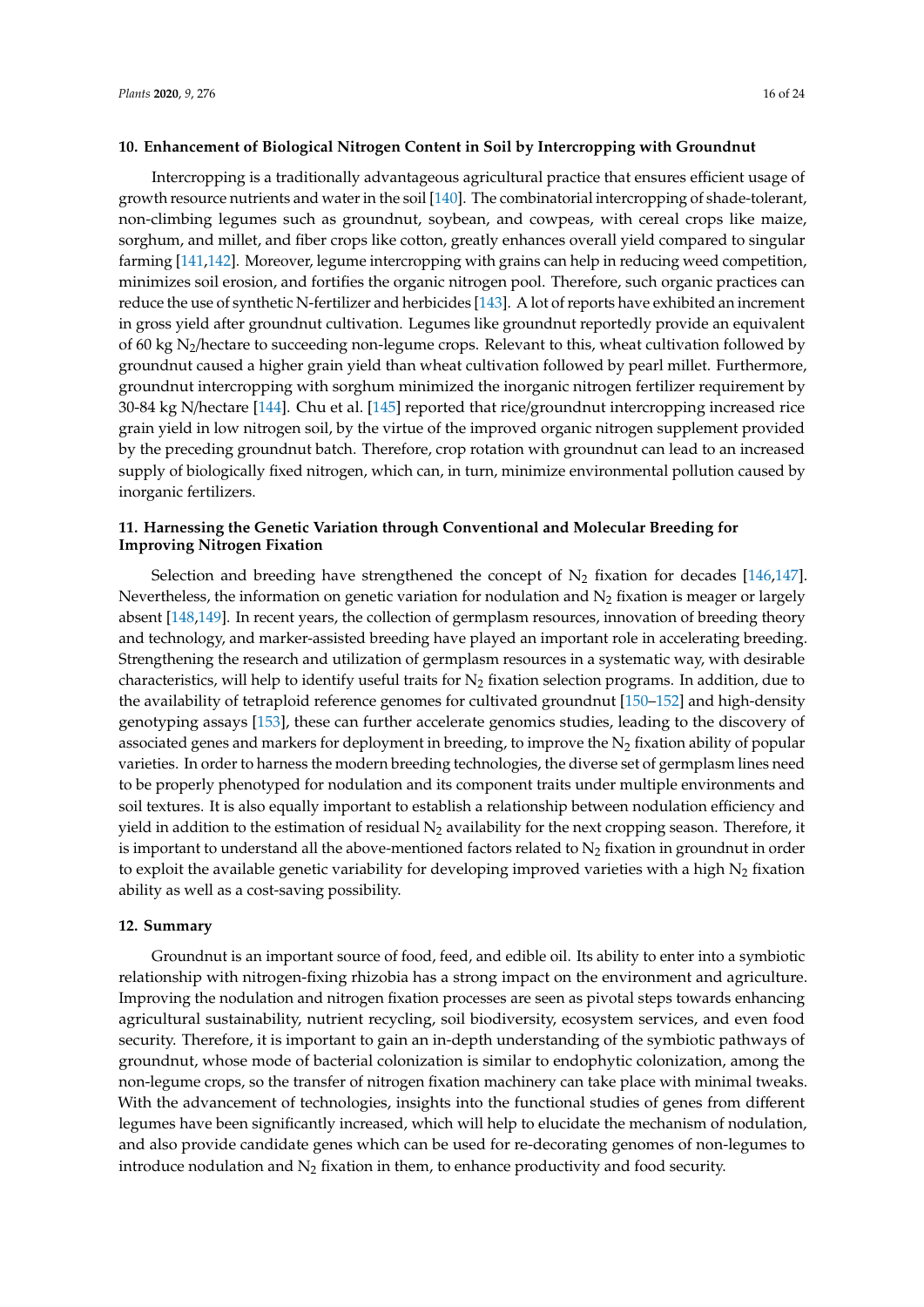## 10. Enhancement of Biological Nitrogen Content in Soil by Intercropping with Groundnut

Intercropping is a traditionally advantageous agricultural practice that ensures efficient usage of growth resource nutrients and water in the soil [140]. The combinatorial intercropping of shade-tolerant, non-climbing legumes such as groundnut, soybean, and cowpeas, with cereal crops like maize, sorghum, and millet, and fiber crops like cotton, greatly enhances overall yield compared to singular farming [141,142]. Moreover, legume intercropping with grains can help in reducing weed competition, minimizes soil erosion, and fortifies the organic nitrogen pool. Therefore, such organic practices can reduce the use of synthetic N-fertilizer and herbicides [143]. A lot of reports have exhibited an increment in gross yield after groundnut cultivation. Legumes like groundnut reportedly provide an equivalent of 60 kg $N_2$/hectare to succeeding non-legume crops. Relevant to this, wheat cultivation followed by groundnut caused a higher grain yield than wheat cultivation followed by pearl millet. Furthermore, groundnut intercropping with sorghum minimized the inorganic nitrogen fertilizer requirement by 30-84 kg N/hectare [144]. Chu et al. [145] reported that rice/groundnut intercropping increased rice grain yield in low nitrogen soil, by the virtue of the improved organic nitrogen supplement provided by the preceding groundnut batch. Therefore, crop rotation with groundnut can lead to an increased supply of biologically fixed nitrogen, which can, in turn, minimize environmental pollution caused by inorganic fertilizers.

## 11. Harnessing the Genetic Variation through Conventional and Molecular Breeding for Improving Nitrogen Fixation

Selection and breeding have strengthened the concept of $N_2$ fixation for decades [146,147]. Nevertheless, the information on genetic variation for nodulation and $N_2$ fixation is meager or largely absent [148,149]. In recent years, the collection of germplasm resources, innovation of breeding theory and technology, and marker-assisted breeding have played an important role in accelerating breeding. Strengthening the research and utilization of germplasm resources in a systematic way, with desirable characteristics, will help to identify useful traits for $N_2$ fixation selection programs. In addition, due to the availability of tetraploid reference genomes for cultivated groundnut [150–152] and high-density genotyping assays [153], these can further accelerate genomics studies, leading to the discovery of associated genes and markers for deployment in breeding, to improve the $N_2$ fixation ability of popular varieties. In order to harness the modern breeding technologies, the diverse set of germplasm lines need to be properly phenotyped for nodulation and its component traits under multiple environments and soil textures. It is also equally important to establish a relationship between nodulation efficiency and yield in addition to the estimation of residual $N_2$ availability for the next cropping season. Therefore, it is important to understand all the above-mentioned factors related to $N_2$ fixation in groundnut in order to exploit the available genetic variability for developing improved varieties with a high $N_2$ fixation ability as well as a cost-saving possibility.

## 12. Summary

Groundnut is an important source of food, feed, and edible oil. Its ability to enter into a symbiotic relationship with nitrogen-fixing rhizobia has a strong impact on the environment and agriculture. Improving the nodulation and nitrogen fixation processes are seen as pivotal steps towards enhancing agricultural sustainability, nutrient recycling, soil biodiversity, ecosystem services, and even food security. Therefore, it is important to gain an in-depth understanding of the symbiotic pathways of groundnut, whose mode of bacterial colonization is similar to endophytic colonization, among the non-legume crops, so the transfer of nitrogen fixation machinery can take place with minimal tweaks. With the advancement of technologies, insights into the functional studies of genes from different legumes have been significantly increased, which will help to elucidate the mechanism of nodulation, and also provide candidate genes which can be used for re-decorating genomes of non-legumes to introduce nodulation and $N_2$ fixation in them, to enhance productivity and food security.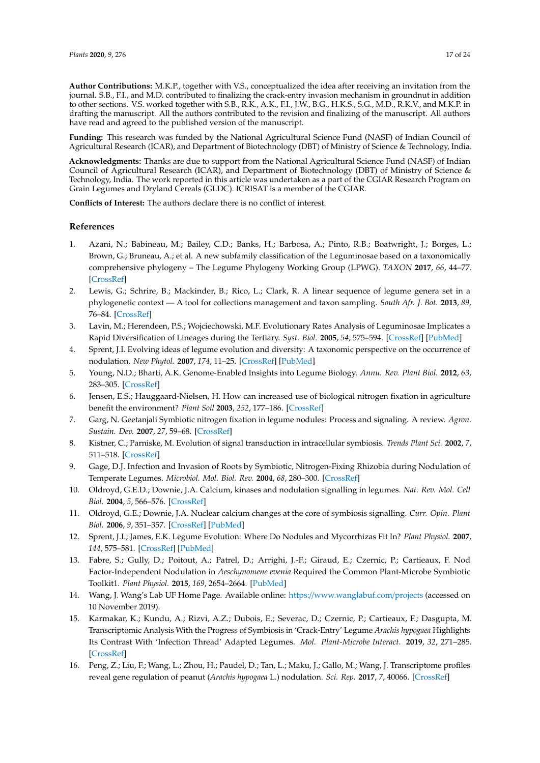**Author Contributions:** M.K.P., together with V.S., conceptualized the idea after receiving an invitation from the journal. S.B., F.I., and M.D. contributed to finalizing the crack-entry invasion mechanism in groundnut in addition to other sections. V.S. worked together with S.B., R.K., A.K., F.I., J.W., B.G., H.K.S., S.G., M.D., R.K.V., and M.K.P. in drafting the manuscript. All the authors contributed to the revision and finalizing of the manuscript. All authors have read and agreed to the published version of the manuscript.

**Funding:** This research was funded by the National Agricultural Science Fund (NASF) of Indian Council of Agricultural Research (ICAR), and Department of Biotechnology (DBT) of Ministry of Science & Technology, India.

**Acknowledgments:** Thanks are due to support from the National Agricultural Science Fund (NASF) of Indian Council of Agricultural Research (ICAR), and Department of Biotechnology (DBT) of Ministry of Science & Technology, India. The work reported in this article was undertaken as a part of the CGIAR Research Program on Grain Legumes and Dryland Cereals (GLDC). ICRISAT is a member of the CGIAR.

**Conflicts of Interest:** The authors declare there is no conflict of interest.

## References

1. Azani, N.; Babineau, M.; Bailey, C.D.; Banks, H.; Barbosa, A.; Pinto, R.B.; Boatwright, J.; Borges, L.; Brown, G.; Bruneau, A.; et al. A new subfamily classification of the Leguminosae based on a taxonomically comprehensive phylogeny – The Legume Phylogeny Working Group (LPWG). *TAXON* **2017**, *66*, 44–77. [CrossRef]
2. Lewis, G.; Schrire, B.; Mackinder, B.; Rico, L.; Clark, R. A linear sequence of legume genera set in a phylogenetic context — A tool for collections management and taxon sampling. *South Afr. J. Bot.* **2013**, *89*, 76–84. [CrossRef]
3. Lavin, M.; Herendeen, P.S.; Wojciechowski, M.F. Evolutionary Rates Analysis of Leguminosae Implicates a Rapid Diversification of Lineages during the Tertiary. *Syst. Biol.* **2005**, *54*, 575–594. [CrossRef] [PubMed]
4. Sprent, J.I. Evolving ideas of legume evolution and diversity: A taxonomic perspective on the occurrence of nodulation. *New Phytol.* **2007**, *174*, 11–25. [CrossRef] [PubMed]
5. Young, N.D.; Bharti, A.K. Genome-Enabled Insights into Legume Biology. *Annu. Rev. Plant Biol.* **2012**, *63*, 283–305. [CrossRef]
6. Jensen, E.S.; Hauggaard-Nielsen, H. How can increased use of biological nitrogen fixation in agriculture benefit the environment? *Plant Soil* **2003**, *252*, 177–186. [CrossRef]
7. Garg, N. Geetanjali Symbiotic nitrogen fixation in legume nodules: Process and signaling. A review. *Agron. Sustain. Dev.* **2007**, *27*, 59–68. [CrossRef]
8. Kistner, C.; Parniske, M. Evolution of signal transduction in intracellular symbiosis. *Trends Plant Sci.* **2002**, *7*, 511–518. [CrossRef]
9. Gage, D.J. Infection and Invasion of Roots by Symbiotic, Nitrogen-Fixing Rhizobia during Nodulation of Temperate Legumes. *Microbiol. Mol. Biol. Rev.* **2004**, *68*, 280–300. [CrossRef]
10. Oldroyd, G.E.D.; Downie, J.A. Calcium, kinases and nodulation signalling in legumes. *Nat. Rev. Mol. Cell Biol.* **2004**, *5*, 566–576. [CrossRef]
11. Oldroyd, G.E.; Downie, J.A. Nuclear calcium changes at the core of symbiosis signalling. *Curr. Opin. Plant Biol.* **2006**, *9*, 351–357. [CrossRef] [PubMed]
12. Sprent, J.I.; James, E.K. Legume Evolution: Where Do Nodules and Mycorrhizas Fit In? *Plant Physiol.* **2007**, *144*, 575–581. [CrossRef] [PubMed]
13. Fabre, S.; Gully, D.; Poitout, A.; Patrel, D.; Arrighi, J.-F.; Giraud, E.; Czernic, P.; Cartieaux, F. Nod Factor-Independent Nodulation in *Aeschynomene evenia* Required the Common Plant-Microbe Symbiotic Toolkit1. *Plant Physiol.* **2015**, *169*, 2654–2664. [PubMed]
14. Wang, J. Wang's Lab UF Home Page. Available online: https://www.wanglabuf.com/projects (accessed on 10 November 2019).
15. Karmakar, K.; Kundu, A.; Rizvi, A.Z.; Dubois, E.; Severac, D.; Czernic, P.; Cartieaux, F.; Dasgupta, M. Transcriptomic Analysis With the Progress of Symbiosis in 'Crack-Entry' Legume *Arachis hypogaea* Highlights Its Contrast With 'Infection Thread' Adapted Legumes. *Mol. Plant-Microbe Interact.* **2019**, *32*, 271–285. [CrossRef]
16. Peng, Z.; Liu, F.; Wang, L.; Zhou, H.; Paudel, D.; Tan, L.; Maku, J.; Gallo, M.; Wang, J. Transcriptome profiles reveal gene regulation of peanut (*Arachis hypogaea* L.) nodulation. *Sci. Rep.* **2017**, *7*, 40066. [CrossRef]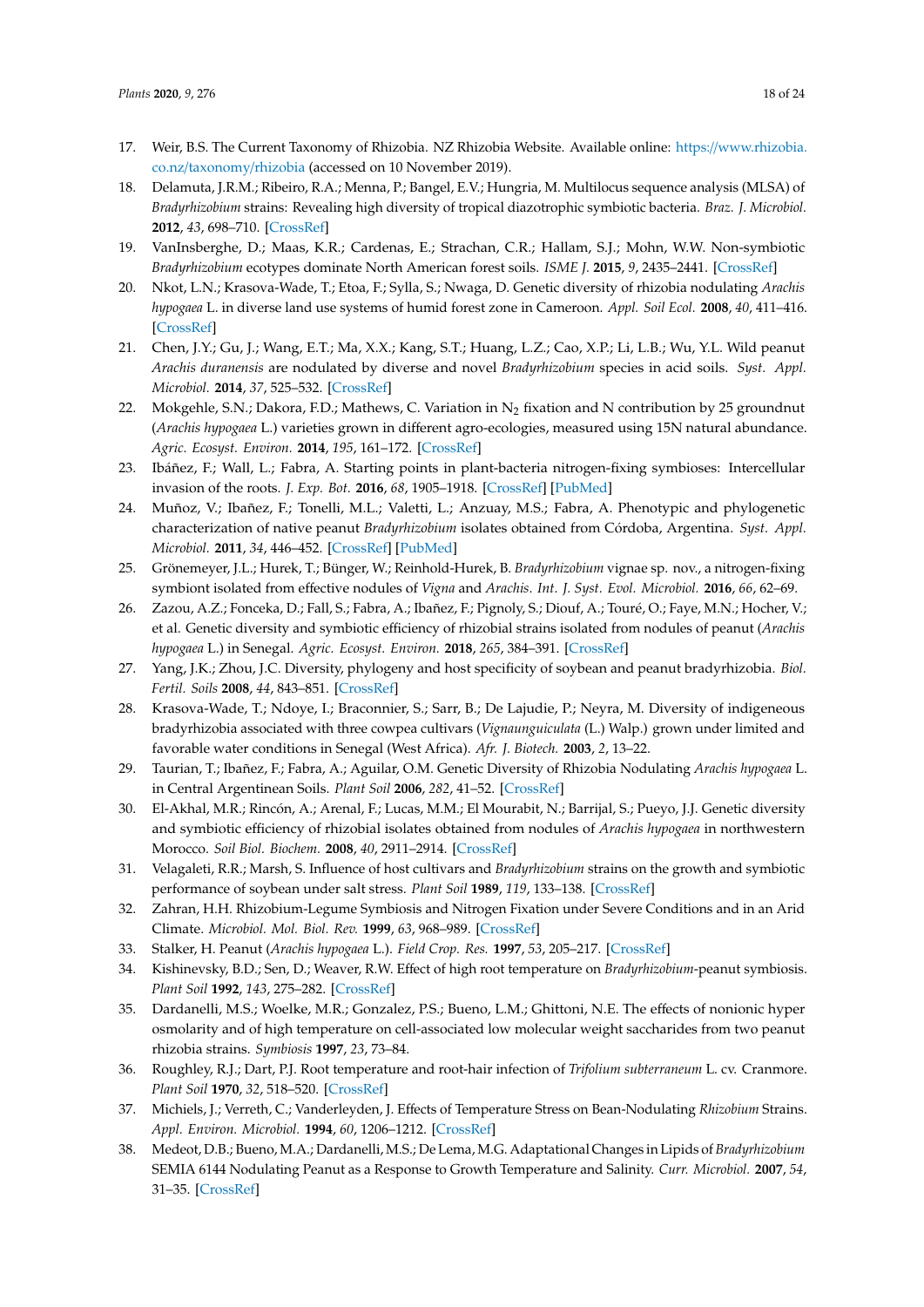17. Weir, B.S. The Current Taxonomy of Rhizobia. NZ Rhizobia Website. Available online: https://www.rhizobia.co.nz/taxonomy/rhizobia (accessed on 10 November 2019).
18. Delamuta, J.R.M.; Ribeiro, R.A.; Menna, P.; Bangel, E.V.; Hungria, M. Multilocus sequence analysis (MLSA) of *Bradyrhizobium* strains: Revealing high diversity of tropical diazotrophic symbiotic bacteria. *Braz. J. Microbiol.* **2012**, *43*, 698–710. [CrossRef]
19. VanInsberghe, D.; Maas, K.R.; Cardenas, E.; Strachan, C.R.; Hallam, S.J.; Mohn, W.W. Non-symbiotic *Bradyrhizobium* ecotypes dominate North American forest soils. *ISME J.* **2015**, *9*, 2435–2441. [CrossRef]
20. Nkot, L.N.; Krasova-Wade, T.; Etoa, F.; Sylla, S.; Nwaga, D. Genetic diversity of rhizobia nodulating *Arachis hypogaea* L. in diverse land use systems of humid forest zone in Cameroon. *Appl. Soil Ecol.* **2008**, *40*, 411–416. [CrossRef]
21. Chen, J.Y.; Gu, J.; Wang, E.T.; Ma, X.X.; Kang, S.T.; Huang, L.Z.; Cao, X.P.; Li, L.B.; Wu, Y.L. Wild peanut *Arachis duranensis* are nodulated by diverse and novel *Bradyrhizobium* species in acid soils. *Syst. Appl. Microbiol.* **2014**, *37*, 525–532. [CrossRef]
22. Mokgehle, S.N.; Dakora, F.D.; Mathews, C. Variation in $N_2$ fixation and N contribution by 25 groundnut (*Arachis hypogaea* L.) varieties grown in different agro-ecologies, measured using 15N natural abundance. *Agric. Ecosyst. Environ.* **2014**, *195*, 161–172. [CrossRef]
23. Ibáñez, F.; Wall, L.; Fabra, A. Starting points in plant-bacteria nitrogen-fixing symbioses: Intercellular invasion of the roots. *J. Exp. Bot.* **2016**, *68*, 1905–1918. [CrossRef] [PubMed]
24. Muñoz, V.; Ibañez, F.; Tonelli, M.L.; Valetti, L.; Anzuay, M.S.; Fabra, A. Phenotypic and phylogenetic characterization of native peanut *Bradyrhizobium* isolates obtained from Córdoba, Argentina. *Syst. Appl. Microbiol.* **2011**, *34*, 446–452. [CrossRef] [PubMed]
25. Grönemeyer, J.L.; Hurek, T.; Bünger, W.; Reinhold-Hurek, B. *Bradyrhizobium* vignae sp. nov., a nitrogen-fixing symbiont isolated from effective nodules of *Vigna* and *Arachis*. *Int. J. Syst. Evol. Microbiol.* **2016**, *66*, 62–69.
26. Zazou, A.Z.; Fonceka, D.; Fall, S.; Fabra, A.; Ibañez, F.; Pignoly, S.; Diouf, A.; Touré, O.; Faye, M.N.; Hocher, V.; et al. Genetic diversity and symbiotic efficiency of rhizobial strains isolated from nodules of peanut (*Arachis hypogaea* L.) in Senegal. *Agric. Ecosyst. Environ.* **2018**, *265*, 384–391. [CrossRef]
27. Yang, J.K.; Zhou, J.C. Diversity, phylogeny and host specificity of soybean and peanut bradyrhizobia. *Biol. Fertil. Soils* **2008**, *44*, 843–851. [CrossRef]
28. Krasova-Wade, T.; Ndoye, I.; Braconnier, S.; Sarr, B.; De Lajudie, P.; Neyra, M. Diversity of indigeneous bradyrhizobia associated with three cowpea cultivars (*Vignaunguiculata* (L.) Walp.) grown under limited and favorable water conditions in Senegal (West Africa). *Afr. J. Biotech.* **2003**, *2*, 13–22.
29. Taurian, T.; Ibañez, F.; Fabra, A.; Aguilar, O.M. Genetic Diversity of Rhizobia Nodulating *Arachis hypogaea* L. in Central Argentinean Soils. *Plant Soil* **2006**, *282*, 41–52. [CrossRef]
30. El-Akhal, M.R.; Rincón, A.; Arenal, F.; Lucas, M.M.; El Mourabit, N.; Barrijal, S.; Pueyo, J.J. Genetic diversity and symbiotic efficiency of rhizobial isolates obtained from nodules of *Arachis hypogaea* in northwestern Morocco. *Soil Biol. Biochem.* **2008**, *40*, 2911–2914. [CrossRef]
31. Velagaleti, R.R.; Marsh, S. Influence of host cultivars and *Bradyrhizobium* strains on the growth and symbiotic performance of soybean under salt stress. *Plant Soil* **1989**, *119*, 133–138. [CrossRef]
32. Zahran, H.H. Rhizobium-Legume Symbiosis and Nitrogen Fixation under Severe Conditions and in an Arid Climate. *Microbiol. Mol. Biol. Rev.* **1999**, *63*, 968–989. [CrossRef]
33. Stalker, H. Peanut (*Arachis hypogaea* L.). *Field Crop. Res.* **1997**, *53*, 205–217. [CrossRef]
34. Kishinevsky, B.D.; Sen, D.; Weaver, R.W. Effect of high root temperature on *Bradyrhizobium*-peanut symbiosis. *Plant Soil* **1992**, *143*, 275–282. [CrossRef]
35. Dardanelli, M.S.; Woelke, M.R.; Gonzalez, P.S.; Bueno, L.M.; Ghittoni, N.E. The effects of nonionic hyper osmolarity and of high temperature on cell-associated low molecular weight saccharides from two peanut rhizobia strains. *Symbiosis* **1997**, *23*, 73–84.
36. Roughley, R.J.; Dart, P.J. Root temperature and root-hair infection of *Trifolium subterraneum* L. cv. Cranmore. *Plant Soil* **1970**, *32*, 518–520. [CrossRef]
37. Michiels, J.; Verreth, C.; Vanderleyden, J. Effects of Temperature Stress on Bean-Nodulating *Rhizobium* Strains. *Appl. Environ. Microbiol.* **1994**, *60*, 1206–1212. [CrossRef]
38. Medeot, D.B.; Bueno, M.A.; Dardanelli, M.S.; De Lema, M.G. Adaptational Changes in Lipids of *Bradyrhizobium* SEMIA 6144 Nodulating Peanut as a Response to Growth Temperature and Salinity. *Curr. Microbiol.* **2007**, *54*, 31–35. [CrossRef]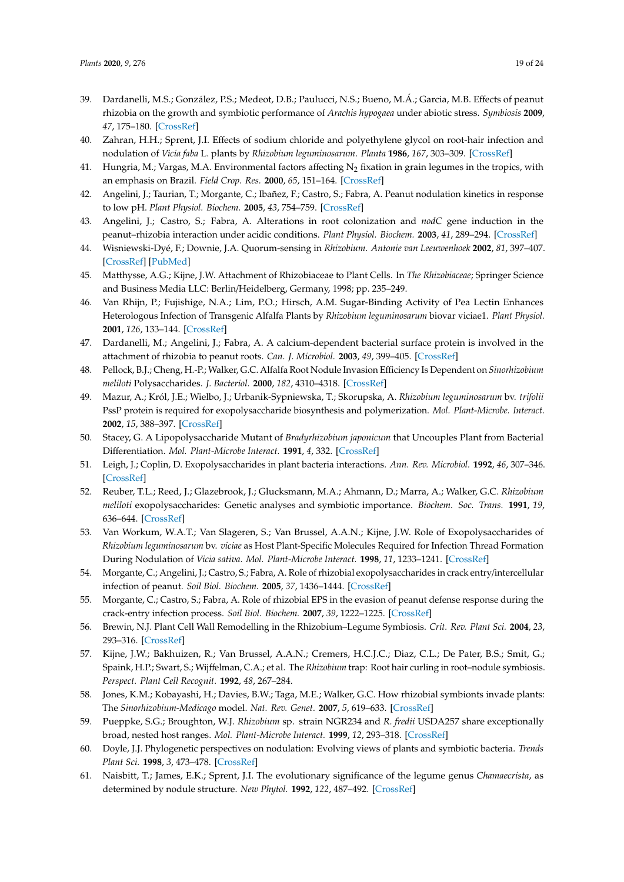39. Dardanelli, M.S.; González, P.S.; Medeot, D.B.; Paulucci, N.S.; Bueno, M.Á.; Garcia, M.B. Effects of peanut rhizobia on the growth and symbiotic performance of *Arachis hypogaea* under abiotic stress. *Symbiosis* **2009**, *47*, 175–180. [CrossRef]
40. Zahran, H.H.; Sprent, J.I. Effects of sodium chloride and polyethylene glycol on root-hair infection and nodulation of *Vicia faba* L. plants by *Rhizobium leguminosarum*. *Planta* **1986**, *167*, 303–309. [CrossRef]
41. Hungria, M.; Vargas, M.A. Environmental factors affecting $N_2$ fixation in grain legumes in the tropics, with an emphasis on Brazil. *Field Crop. Res.* **2000**, *65*, 151–164. [CrossRef]
42. Angelini, J.; Taurian, T.; Morgante, C.; Ibañez, F.; Castro, S.; Fabra, A. Peanut nodulation kinetics in response to low pH. *Plant Physiol. Biochem.* **2005**, *43*, 754–759. [CrossRef]
43. Angelini, J.; Castro, S.; Fabra, A. Alterations in root colonization and *nodC* gene induction in the peanut–rhizobia interaction under acidic conditions. *Plant Physiol. Biochem.* **2003**, *41*, 289–294. [CrossRef]
44. Wisniewski-Dyé, F.; Downie, J.A. Quorum-sensing in *Rhizobium*. *Antonie van Leeuwenhoek* **2002**, *81*, 397–407. [CrossRef] [PubMed]
45. Matthysse, A.G.; Kijne, J.W. Attachment of Rhizobiaceae to Plant Cells. In *The Rhizobiaceae*; Springer Science and Business Media LLC: Berlin/Heidelberg, Germany, 1998; pp. 235–249.
46. Van Rhijn, P.; Fujishige, N.A.; Lim, P.O.; Hirsch, A.M. Sugar-Binding Activity of Pea Lectin Enhances Heterologous Infection of Transgenic Alfalfa Plants by *Rhizobium leguminosarum* biovar viciae1. *Plant Physiol.* **2001**, *126*, 133–144. [CrossRef]
47. Dardanelli, M.; Angelini, J.; Fabra, A. A calcium-dependent bacterial surface protein is involved in the attachment of rhizobia to peanut roots. *Can. J. Microbiol.* **2003**, *49*, 399–405. [CrossRef]
48. Pellock, B.J.; Cheng, H.-P.; Walker, G.C. Alfalfa Root Nodule Invasion Efficiency Is Dependent on *Sinorhizobium meliloti* Polysaccharides. *J. Bacteriol.* **2000**, *182*, 4310–4318. [CrossRef]
49. Mazur, A.; Król, J.E.; Wielbo, J.; Urbanik-Sypniewska, T.; Skorupska, A. *Rhizobium leguminosarum* bv. *trifolii* PssP protein is required for exopolysaccharide biosynthesis and polymerization. *Mol. Plant-Microbe. Interact.* **2002**, *15*, 388–397. [CrossRef]
50. Stacey, G. A Lipopolysaccharide Mutant of *Bradyrhizobium japonicum* that Uncouples Plant from Bacterial Differentiation. *Mol. Plant-Microbe Interact.* **1991**, *4*, 332. [CrossRef]
51. Leigh, J.; Coplin, D. Exopolysaccharides in plant bacteria interactions. *Ann. Rev. Microbiol.* **1992**, *46*, 307–346. [CrossRef]
52. Reuber, T.L.; Reed, J.; Glazebrook, J.; Glucksmann, M.A.; Ahmann, D.; Marra, A.; Walker, G.C. *Rhizobium meliloti* exopolysaccharides: Genetic analyses and symbiotic importance. *Biochem. Soc. Trans.* **1991**, *19*, 636–644. [CrossRef]
53. Van Workum, W.A.T.; Van Slageren, S.; Van Brussel, A.A.N.; Kijne, J.W. Role of Exopolysaccharides of *Rhizobium leguminosarum* bv. *viciae* as Host Plant-Specific Molecules Required for Infection Thread Formation During Nodulation of *Vicia sativa*. *Mol. Plant-Microbe Interact.* **1998**, *11*, 1233–1241. [CrossRef]
54. Morgante, C.; Angelini, J.; Castro, S.; Fabra, A. Role of rhizobial exopolysaccharides in crack entry/intercellular infection of peanut. *Soil Biol. Biochem.* **2005**, *37*, 1436–1444. [CrossRef]
55. Morgante, C.; Castro, S.; Fabra, A. Role of rhizobial EPS in the evasion of peanut defense response during the crack-entry infection process. *Soil Biol. Biochem.* **2007**, *39*, 1222–1225. [CrossRef]
56. Brewin, N.J. Plant Cell Wall Remodelling in the Rhizobium–Legume Symbiosis. *Crit. Rev. Plant Sci.* **2004**, *23*, 293–316. [CrossRef]
57. Kijne, J.W.; Bakhuizen, R.; Van Brussel, A.A.N.; Cremers, H.C.J.C.; Diaz, C.L.; De Pater, B.S.; Smit, G.; Spaink, H.P.; Swart, S.; Wijffelman, C.A.; et al. The *Rhizobium* trap: Root hair curling in root–nodule symbiosis. *Perspect. Plant Cell Recognit.* **1992**, *48*, 267–284.
58. Jones, K.M.; Kobayashi, H.; Davies, B.W.; Taga, M.E.; Walker, G.C. How rhizobial symbionts invade plants: The *Sinorhizobium-Medicago* model. *Nat. Rev. Genet.* **2007**, *5*, 619–633. [CrossRef]
59. Pueppke, S.G.; Broughton, W.J. *Rhizobium* sp. strain NGR234 and *R. fredii* USDA257 share exceptionally broad, nested host ranges. *Mol. Plant-Microbe Interact.* **1999**, *12*, 293–318. [CrossRef]
60. Doyle, J.J. Phylogenetic perspectives on nodulation: Evolving views of plants and symbiotic bacteria. *Trends Plant Sci.* **1998**, *3*, 473–478. [CrossRef]
61. Naisbitt, T.; James, E.K.; Sprent, J.I. The evolutionary significance of the legume genus *Chamaecrista*, as determined by nodule structure. *New Phytol.* **1992**, *122*, 487–492. [CrossRef]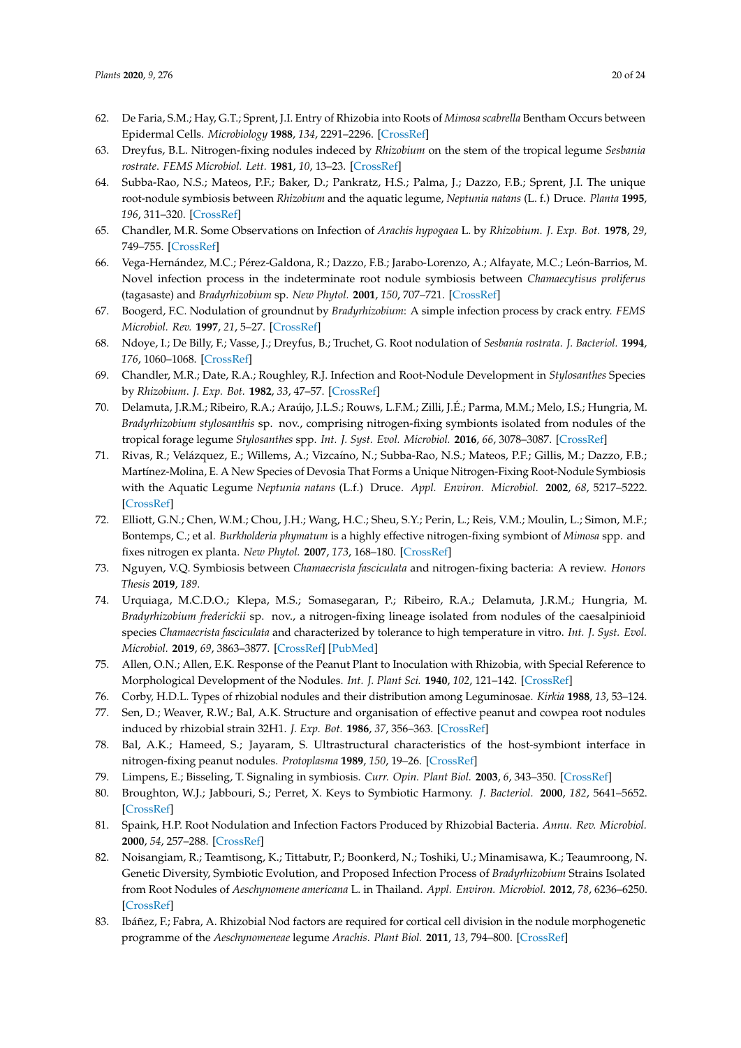62. De Faria, S.M.; Hay, G.T.; Sprent, J.I. Entry of Rhizobia into Roots of *Mimosa scabrella* Bentham Occurs between Epidermal Cells. *Microbiology* **1988**, *134*, 2291–2296. [CrossRef]
63. Dreyfus, B.L. Nitrogen-fixing nodules indeced by *Rhizobium* on the stem of the tropical legume *Sesbania rostrate*. *FEMS Microbiol. Lett.* **1981**, *10*, 13–23. [CrossRef]
64. Subba-Rao, N.S.; Mateos, P.F.; Baker, D.; Pankratz, H.S.; Palma, J.; Dazzo, F.B.; Sprent, J.I. The unique root-nodule symbiosis between *Rhizobium* and the aquatic legume, *Neptunia natans* (L. f.) Druce. *Planta* **1995**, *196*, 311–320. [CrossRef]
65. Chandler, M.R. Some Observations on Infection of *Arachis hypogaea* L. by *Rhizobium*. *J. Exp. Bot.* **1978**, *29*, 749–755. [CrossRef]
66. Vega-Hernández, M.C.; Pérez-Galdona, R.; Dazzo, F.B.; Jarabo-Lorenzo, A.; Alfayate, M.C.; León-Barrios, M. Novel infection process in the indeterminate root nodule symbiosis between *Chamaecytisus proliferus* (tagasaste) and *Bradyrhizobium* sp. *New Phytol.* **2001**, *150*, 707–721. [CrossRef]
67. Boogerd, F.C. Nodulation of groundnut by *Bradyrhizobium*: A simple infection process by crack entry. *FEMS Microbiol. Rev.* **1997**, *21*, 5–27. [CrossRef]
68. Ndoye, I.; De Billy, F.; Vasse, J.; Dreyfus, B.; Truchet, G. Root nodulation of *Sesbania rostrata*. *J. Bacteriol.* **1994**, *176*, 1060–1068. [CrossRef]
69. Chandler, M.R.; Date, R.A.; Roughley, R.J. Infection and Root-Nodule Development in *Stylosanthes* Species by *Rhizobium*. *J. Exp. Bot.* **1982**, *33*, 47–57. [CrossRef]
70. Delamuta, J.R.M.; Ribeiro, R.A.; Araújo, J.L.S.; Rouws, L.F.M.; Zilli, J.É.; Parma, M.M.; Melo, I.S.; Hungria, M. *Bradyrhizobium stylosanthis* sp. nov., comprising nitrogen-fixing symbionts isolated from nodules of the tropical forage legume *Stylosanthes* spp. *Int. J. Syst. Evol. Microbiol.* **2016**, *66*, 3078–3087. [CrossRef]
71. Rivas, R.; Velázquez, E.; Willems, A.; Vizcaíno, N.; Subba-Rao, N.S.; Mateos, P.F.; Gillis, M.; Dazzo, F.B.; Martínez-Molina, E. A New Species of Devosia That Forms a Unique Nitrogen-Fixing Root-Nodule Symbiosis with the Aquatic Legume *Neptunia natans* (L.f.) Druce. *Appl. Environ. Microbiol.* **2002**, *68*, 5217–5222. [CrossRef]
72. Elliott, G.N.; Chen, W.M.; Chou, J.H.; Wang, H.C.; Sheu, S.Y.; Perin, L.; Reis, V.M.; Moulin, L.; Simon, M.F.; Bontemps, C.; et al. *Burkholderia phymatum* is a highly effective nitrogen-fixing symbiont of *Mimosa* spp. and fixes nitrogen ex planta. *New Phytol.* **2007**, *173*, 168–180. [CrossRef]
73. Nguyen, V.Q. Symbiosis between *Chamaecrista fasciculata* and nitrogen-fixing bacteria: A review. *Honors Thesis* **2019**, *189*.
74. Urquiaga, M.C.D.O.; Klepa, M.S.; Somasegaran, P.; Ribeiro, R.A.; Delamuta, J.R.M.; Hungria, M. *Bradyrhizobium frederickii* sp. nov., a nitrogen-fixing lineage isolated from nodules of the caesalpinioid species *Chamaecrista fasciculata* and characterized by tolerance to high temperature in vitro. *Int. J. Syst. Evol. Microbiol.* **2019**, *69*, 3863–3877. [CrossRef] [PubMed]
75. Allen, O.N.; Allen, E.K. Response of the Peanut Plant to Inoculation with Rhizobia, with Special Reference to Morphological Development of the Nodules. *Int. J. Plant Sci.* **1940**, *102*, 121–142. [CrossRef]
76. Corby, H.D.L. Types of rhizobial nodules and their distribution among Leguminosae. *Kirkia* **1988**, *13*, 53–124.
77. Sen, D.; Weaver, R.W.; Bal, A.K. Structure and organisation of effective peanut and cowpea root nodules induced by rhizobial strain 32H1. *J. Exp. Bot.* **1986**, *37*, 356–363. [CrossRef]
78. Bal, A.K.; Hameed, S.; Jayaram, S. Ultrastructural characteristics of the host-symbiont interface in nitrogen-fixing peanut nodules. *Protoplasma* **1989**, *150*, 19–26. [CrossRef]
79. Limpens, E.; Bisseling, T. Signaling in symbiosis. *Curr. Opin. Plant Biol.* **2003**, *6*, 343–350. [CrossRef]
80. Broughton, W.J.; Jabbouri, S.; Perret, X. Keys to Symbiotic Harmony. *J. Bacteriol.* **2000**, *182*, 5641–5652. [CrossRef]
81. Spaink, H.P. Root Nodulation and Infection Factors Produced by Rhizobial Bacteria. *Annu. Rev. Microbiol.* **2000**, *54*, 257–288. [CrossRef]
82. Noisangiam, R.; Teamtisong, K.; Tittabutr, P.; Boonkerd, N.; Toshiki, U.; Minamisawa, K.; Teaumroong, N. Genetic Diversity, Symbiotic Evolution, and Proposed Infection Process of *Bradyrhizobium* Strains Isolated from Root Nodules of *Aeschynomene americana* L. in Thailand. *Appl. Environ. Microbiol.* **2012**, *78*, 6236–6250. [CrossRef]
83. Ibáñez, F.; Fabra, A. Rhizobial Nod factors are required for cortical cell division in the nodule morphogenetic programme of the *Aeschynomeneae* legume *Arachis*. *Plant Biol.* **2011**, *13*, 794–800. [CrossRef]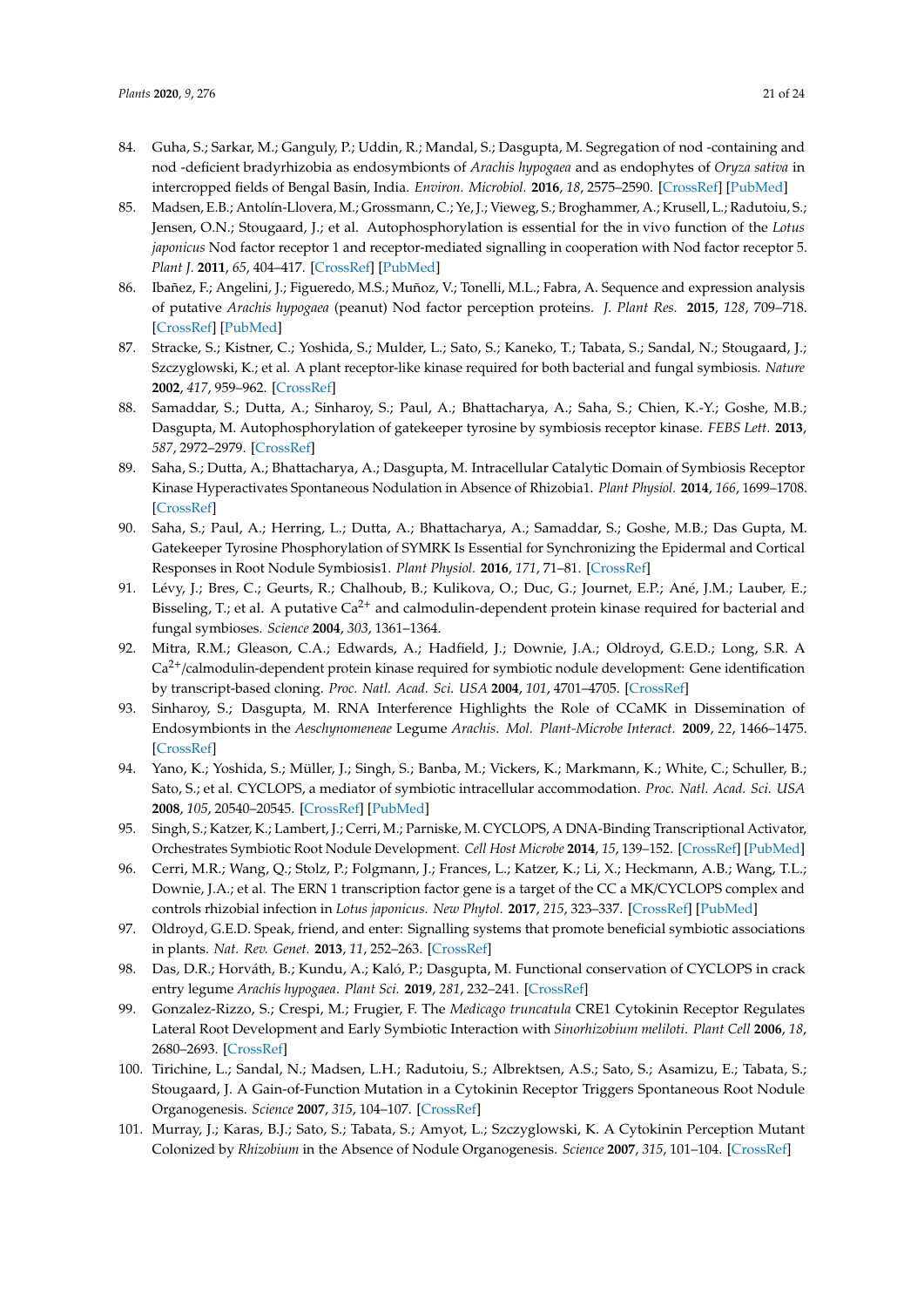84. Guha, S.; Sarkar, M.; Ganguly, P.; Uddin, R.; Mandal, S.; Dasgupta, M. Segregation of nod -containing and nod -deficient bradyrhizobia as endosymbionts of *Arachis hypogaea* and as endophytes of *Oryza sativa* in intercropped fields of Bengal Basin, India. *Environ. Microbiol.* **2016**, *18*, 2575–2590. [CrossRef] [PubMed]
85. Madsen, E.B.; Antolín-Llovera, M.; Grossmann, C.; Ye, J.; Vieweg, S.; Broghammer, A.; Krusell, L.; Radutoiu, S.; Jensen, O.N.; Stougaard, J.; et al. Autophosphorylation is essential for the in vivo function of the *Lotus japonicus* Nod factor receptor 1 and receptor-mediated signalling in cooperation with Nod factor receptor 5. *Plant J.* **2011**, *65*, 404–417. [CrossRef] [PubMed]
86. Ibañez, F.; Angelini, J.; Figueredo, M.S.; Muñoz, V.; Tonelli, M.L.; Fabra, A. Sequence and expression analysis of putative *Arachis hypogaea* (peanut) Nod factor perception proteins. *J. Plant Res.* **2015**, *128*, 709–718. [CrossRef] [PubMed]
87. Stracke, S.; Kistner, C.; Yoshida, S.; Mulder, L.; Sato, S.; Kaneko, T.; Tabata, S.; Sandal, N.; Stougaard, J.; Szczyglowski, K.; et al. A plant receptor-like kinase required for both bacterial and fungal symbiosis. *Nature* **2002**, *417*, 959–962. [CrossRef]
88. Samaddar, S.; Dutta, A.; Sinharoy, S.; Paul, A.; Bhattacharya, A.; Saha, S.; Chien, K.-Y.; Goshe, M.B.; Dasgupta, M. Autophosphorylation of gatekeeper tyrosine by symbiosis receptor kinase. *FEBS Lett.* **2013**, *587*, 2972–2979. [CrossRef]
89. Saha, S.; Dutta, A.; Bhattacharya, A.; Dasgupta, M. Intracellular Catalytic Domain of Symbiosis Receptor Kinase Hyperactivates Spontaneous Nodulation in Absence of Rhizobia1. *Plant Physiol.* **2014**, *166*, 1699–1708. [CrossRef]
90. Saha, S.; Paul, A.; Herring, L.; Dutta, A.; Bhattacharya, A.; Samaddar, S.; Goshe, M.B.; Das Gupta, M. Gatekeeper Tyrosine Phosphorylation of SYMRK Is Essential for Synchronizing the Epidermal and Cortical Responses in Root Nodule Symbiosis1. *Plant Physiol.* **2016**, *171*, 71–81. [CrossRef]
91. Lévy, J.; Bres, C.; Geurts, R.; Chalhoub, B.; Kulikova, O.; Duc, G.; Journet, E.P.; Ané, J.M.; Lauber, E.; Bisseling, T.; et al. A putative $Ca^{2+}$ and calmodulin-dependent protein kinase required for bacterial and fungal symbioses. *Science* **2004**, *303*, 1361–1364.
92. Mitra, R.M.; Gleason, C.A.; Edwards, A.; Hadfield, J.; Downie, J.A.; Oldroyd, G.E.D.; Long, S.R. A $Ca^{2+}$/calmodulin-dependent protein kinase required for symbiotic nodule development: Gene identification by transcript-based cloning. *Proc. Natl. Acad. Sci. USA* **2004**, *101*, 4701–4705. [CrossRef]
93. Sinharoy, S.; Dasgupta, M. RNA Interference Highlights the Role of CCaMK in Dissemination of Endosymbionts in the *Aeschynomeneae* Legume *Arachis*. *Mol. Plant-Microbe Interact.* **2009**, *22*, 1466–1475. [CrossRef]
94. Yano, K.; Yoshida, S.; Müller, J.; Singh, S.; Banba, M.; Vickers, K.; Markmann, K.; White, C.; Schuller, B.; Sato, S.; et al. CYCLOPS, a mediator of symbiotic intracellular accommodation. *Proc. Natl. Acad. Sci. USA* **2008**, *105*, 20540–20545. [CrossRef] [PubMed]
95. Singh, S.; Katzer, K.; Lambert, J.; Cerri, M.; Parniske, M. CYCLOPS, A DNA-Binding Transcriptional Activator, Orchestrates Symbiotic Root Nodule Development. *Cell Host Microbe* **2014**, *15*, 139–152. [CrossRef] [PubMed]
96. Cerri, M.R.; Wang, Q.; Stolz, P.; Folgmann, J.; Frances, L.; Katzer, K.; Li, X.; Heckmann, A.B.; Wang, T.L.; Downie, J.A.; et al. The ERN 1 transcription factor gene is a target of the CC a MK/CYCLOPS complex and controls rhizobial infection in *Lotus japonicus*. *New Phytol.* **2017**, *215*, 323–337. [CrossRef] [PubMed]
97. Oldroyd, G.E.D. Speak, friend, and enter: Signalling systems that promote beneficial symbiotic associations in plants. *Nat. Rev. Genet.* **2013**, *11*, 252–263. [CrossRef]
98. Das, D.R.; Horváth, B.; Kundu, A.; Kaló, P.; Dasgupta, M. Functional conservation of CYCLOPS in crack entry legume *Arachis hypogaea*. *Plant Sci.* **2019**, *281*, 232–241. [CrossRef]
99. Gonzalez-Rizzo, S.; Crespi, M.; Frugier, F. The *Medicago truncatula* CRE1 Cytokinin Receptor Regulates Lateral Root Development and Early Symbiotic Interaction with *Sinorhizobium meliloti*. *Plant Cell* **2006**, *18*, 2680–2693. [CrossRef]
100. Tirichine, L.; Sandal, N.; Madsen, L.H.; Radutoiu, S.; Albrektsen, A.S.; Sato, S.; Asamizu, E.; Tabata, S.; Stougaard, J. A Gain-of-Function Mutation in a Cytokinin Receptor Triggers Spontaneous Root Nodule Organogenesis. *Science* **2007**, *315*, 104–107. [CrossRef]
101. Murray, J.; Karas, B.J.; Sato, S.; Tabata, S.; Amyot, L.; Szczyglowski, K. A Cytokinin Perception Mutant Colonized by *Rhizobium* in the Absence of Nodule Organogenesis. *Science* **2007**, *315*, 101–104. [CrossRef]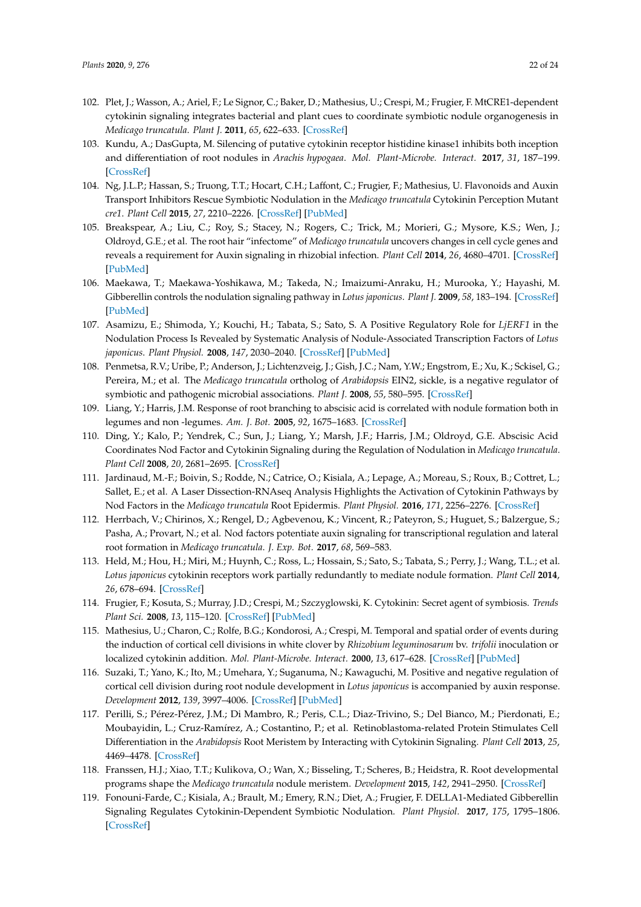102. Plet, J.; Wasson, A.; Ariel, F.; Le Signor, C.; Baker, D.; Mathesius, U.; Crespi, M.; Frugier, F. MtCRE1-dependent cytokinin signaling integrates bacterial and plant cues to coordinate symbiotic nodule organogenesis in *Medicago truncatula*. *Plant J.* **2011**, *65*, 622–633. [CrossRef]
103. Kundu, A.; DasGupta, M. Silencing of putative cytokinin receptor histidine kinase1 inhibits both inception and differentiation of root nodules in *Arachis hypogaea*. *Mol. Plant-Microbe. Interact.* **2017**, *31*, 187–199. [CrossRef]
104. Ng, J.L.P.; Hassan, S.; Truong, T.T.; Hocart, C.H.; Laffont, C.; Frugier, F.; Mathesius, U. Flavonoids and Auxin Transport Inhibitors Rescue Symbiotic Nodulation in the *Medicago truncatula* Cytokinin Perception Mutant *cre1*. *Plant Cell* **2015**, *27*, 2210–2226. [CrossRef] [PubMed]
105. Breakspear, A.; Liu, C.; Roy, S.; Stacey, N.; Rogers, C.; Trick, M.; Morieri, G.; Mysore, K.S.; Wen, J.; Oldroyd, G.E.; et al. The root hair "infectome" of *Medicago truncatula* uncovers changes in cell cycle genes and reveals a requirement for Auxin signaling in rhizobial infection. *Plant Cell* **2014**, *26*, 4680–4701. [CrossRef] [PubMed]
106. Maekawa, T.; Maekawa-Yoshikawa, M.; Takeda, N.; Imaizumi-Anraku, H.; Murooka, Y.; Hayashi, M. Gibberellin controls the nodulation signaling pathway in *Lotus japonicus*. *Plant J.* **2009**, *58*, 183–194. [CrossRef] [PubMed]
107. Asamizu, E.; Shimoda, Y.; Kouchi, H.; Tabata, S.; Sato, S. A Positive Regulatory Role for *LjERF1* in the Nodulation Process Is Revealed by Systematic Analysis of Nodule-Associated Transcription Factors of *Lotus japonicus*. *Plant Physiol.* **2008**, *147*, 2030–2040. [CrossRef] [PubMed]
108. Penmetsa, R.V.; Uribe, P.; Anderson, J.; Lichtenzveig, J.; Gish, J.C.; Nam, Y.W.; Engstrom, E.; Xu, K.; Sckisel, G.; Pereira, M.; et al. The *Medicago truncatula* ortholog of *Arabidopsis* EIN2, sickle, is a negative regulator of symbiotic and pathogenic microbial associations. *Plant J.* **2008**, *55*, 580–595. [CrossRef]
109. Liang, Y.; Harris, J.M. Response of root branching to abscisic acid is correlated with nodule formation both in legumes and non -legumes. *Am. J. Bot.* **2005**, *92*, 1675–1683. [CrossRef]
110. Ding, Y.; Kalo, P.; Yendrek, C.; Sun, J.; Liang, Y.; Marsh, J.F.; Harris, J.M.; Oldroyd, G.E. Abscisic Acid Coordinates Nod Factor and Cytokinin Signaling during the Regulation of Nodulation in *Medicago truncatula*. *Plant Cell* **2008**, *20*, 2681–2695. [CrossRef]
111. Jardinaud, M.-F.; Boivin, S.; Rodde, N.; Catrice, O.; Kisiala, A.; Lepage, A.; Moreau, S.; Roux, B.; Cottret, L.; Sallet, E.; et al. A Laser Dissection-RNAseq Analysis Highlights the Activation of Cytokinin Pathways by Nod Factors in the *Medicago truncatula* Root Epidermis. *Plant Physiol.* **2016**, *171*, 2256–2276. [CrossRef]
112. Herrbach, V.; Chirinos, X.; Rengel, D.; Agbevenou, K.; Vincent, R.; Pateyron, S.; Huguet, S.; Balzergue, S.; Pasha, A.; Provart, N.; et al. Nod factors potentiate auxin signaling for transcriptional regulation and lateral root formation in *Medicago truncatula*. *J. Exp. Bot.* **2017**, *68*, 569–583.
113. Held, M.; Hou, H.; Miri, M.; Huynh, C.; Ross, L.; Hossain, S.; Sato, S.; Tabata, S.; Perry, J.; Wang, T.L.; et al. *Lotus japonicus* cytokinin receptors work partially redundantly to mediate nodule formation. *Plant Cell* **2014**, *26*, 678–694. [CrossRef]
114. Frugier, F.; Kosuta, S.; Murray, J.D.; Crespi, M.; Szczyglowski, K. Cytokinin: Secret agent of symbiosis. *Trends Plant Sci.* **2008**, *13*, 115–120. [CrossRef] [PubMed]
115. Mathesius, U.; Charon, C.; Rolfe, B.G.; Kondorosi, A.; Crespi, M. Temporal and spatial order of events during the induction of cortical cell divisions in white clover by *Rhizobium leguminosarum* bv. *trifolii* inoculation or localized cytokinin addition. *Mol. Plant-Microbe. Interact.* **2000**, *13*, 617–628. [CrossRef] [PubMed]
116. Suzaki, T.; Yano, K.; Ito, M.; Umehara, Y.; Suganuma, N.; Kawaguchi, M. Positive and negative regulation of cortical cell division during root nodule development in *Lotus japonicus* is accompanied by auxin response. *Development* **2012**, *139*, 3997–4006. [CrossRef] [PubMed]
117. Perilli, S.; Pérez-Pérez, J.M.; Di Mambro, R.; Peris, C.L.; Diaz-Trivino, S.; Del Bianco, M.; Pierdonati, E.; Moubayidin, L.; Cruz-Ramírez, A.; Costantino, P.; et al. Retinoblastoma-related Protein Stimulates Cell Differentiation in the *Arabidopsis* Root Meristem by Interacting with Cytokinin Signaling. *Plant Cell* **2013**, *25*, 4469–4478. [CrossRef]
118. Franssen, H.J.; Xiao, T.T.; Kulikova, O.; Wan, X.; Bisseling, T.; Scheres, B.; Heidstra, R. Root developmental programs shape the *Medicago truncatula* nodule meristem. *Development* **2015**, *142*, 2941–2950. [CrossRef]
119. Fonouni-Farde, C.; Kisiala, A.; Brault, M.; Emery, R.N.; Diet, A.; Frugier, F. DELLA1-Mediated Gibberellin Signaling Regulates Cytokinin-Dependent Symbiotic Nodulation. *Plant Physiol.* **2017**, *175*, 1795–1806. [CrossRef]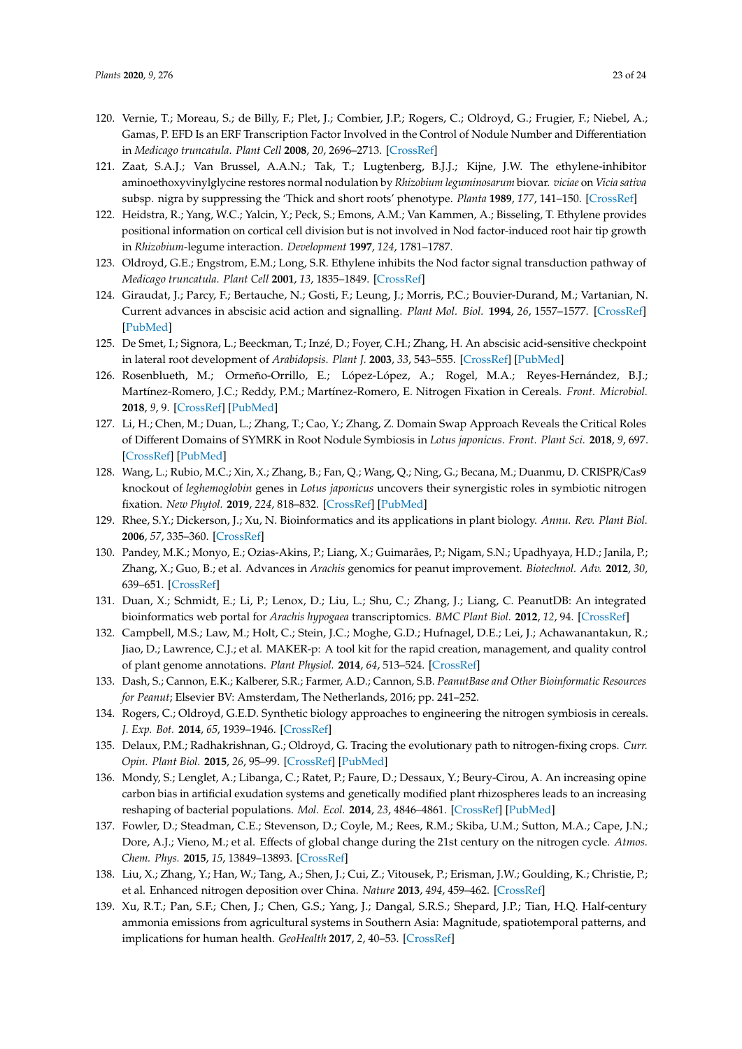120. Vernie, T.; Moreau, S.; de Billy, F.; Plet, J.; Combier, J.P.; Rogers, C.; Oldroyd, G.; Frugier, F.; Niebel, A.; Gamas, P. EFD Is an ERF Transcription Factor Involved in the Control of Nodule Number and Differentiation in *Medicago truncatula*. *Plant Cell* **2008**, *20*, 2696–2713. [CrossRef]
121. Zaat, S.A.J.; Van Brussel, A.A.N.; Tak, T.; Lugtenberg, B.J.J.; Kijne, J.W. The ethylene-inhibitor aminoethoxyvinylglycine restores normal nodulation by *Rhizobium leguminosarum* biovar. *viciae* on *Vicia sativa* subsp. nigra by suppressing the 'Thick and short roots' phenotype. *Planta* **1989**, *177*, 141–150. [CrossRef]
122. Heidstra, R.; Yang, W.C.; Yalcin, Y.; Peck, S.; Emons, A.M.; Van Kammen, A.; Bisseling, T. Ethylene provides positional information on cortical cell division but is not involved in Nod factor-induced root hair tip growth in *Rhizobium*-legume interaction. *Development* **1997**, *124*, 1781–1787.
123. Oldroyd, G.E.; Engstrom, E.M.; Long, S.R. Ethylene inhibits the Nod factor signal transduction pathway of *Medicago truncatula*. *Plant Cell* **2001**, *13*, 1835–1849. [CrossRef]
124. Giraudat, J.; Parcy, F.; Bertauche, N.; Gosti, F.; Leung, J.; Morris, P.C.; Bouvier-Durand, M.; Vartanian, N. Current advances in abscisic acid action and signalling. *Plant Mol. Biol.* **1994**, *26*, 1557–1577. [CrossRef] [PubMed]
125. De Smet, I.; Signora, L.; Beeckman, T.; Inzé, D.; Foyer, C.H.; Zhang, H. An abscisic acid-sensitive checkpoint in lateral root development of *Arabidopsis*. *Plant J.* **2003**, *33*, 543–555. [CrossRef] [PubMed]
126. Rosenblueth, M.; Ormeño-Orrillo, E.; López-López, A.; Rogel, M.A.; Reyes-Hernández, B.J.; Martínez-Romero, J.C.; Reddy, P.M.; Martínez-Romero, E. Nitrogen Fixation in Cereals. *Front. Microbiol.* **2018**, *9*, 9. [CrossRef] [PubMed]
127. Li, H.; Chen, M.; Duan, L.; Zhang, T.; Cao, Y.; Zhang, Z. Domain Swap Approach Reveals the Critical Roles of Different Domains of SYMRK in Root Nodule Symbiosis in *Lotus japonicus*. *Front. Plant Sci.* **2018**, *9*, 697. [CrossRef] [PubMed]
128. Wang, L.; Rubio, M.C.; Xin, X.; Zhang, B.; Fan, Q.; Wang, Q.; Ning, G.; Becana, M.; Duanmu, D. CRISPR/Cas9 knockout of *leghemoglobin* genes in *Lotus japonicus* uncovers their synergistic roles in symbiotic nitrogen fixation. *New Phytol.* **2019**, *224*, 818–832. [CrossRef] [PubMed]
129. Rhee, S.Y.; Dickerson, J.; Xu, N. Bioinformatics and its applications in plant biology. *Annu. Rev. Plant Biol.* **2006**, *57*, 335–360. [CrossRef]
130. Pandey, M.K.; Monyo, E.; Ozias-Akins, P.; Liang, X.; Guimarães, P.; Nigam, S.N.; Upadhyaya, H.D.; Janila, P.; Zhang, X.; Guo, B.; et al. Advances in *Arachis* genomics for peanut improvement. *Biotechnol. Adv.* **2012**, *30*, 639–651. [CrossRef]
131. Duan, X.; Schmidt, E.; Li, P.; Lenox, D.; Liu, L.; Shu, C.; Zhang, J.; Liang, C. PeanutDB: An integrated bioinformatics web portal for *Arachis hypogaea* transcriptomics. *BMC Plant Biol.* **2012**, *12*, 94. [CrossRef]
132. Campbell, M.S.; Law, M.; Holt, C.; Stein, J.C.; Moghe, G.D.; Hufnagel, D.E.; Lei, J.; Achawanantakun, R.; Jiao, D.; Lawrence, C.J.; et al. MAKER-p: A tool kit for the rapid creation, management, and quality control of plant genome annotations. *Plant Physiol.* **2014**, *64*, 513–524. [CrossRef]
133. Dash, S.; Cannon, E.K.; Kalberer, S.R.; Farmer, A.D.; Cannon, S.B. *PeanutBase and Other Bioinformatic Resources for Peanut*; Elsevier BV: Amsterdam, The Netherlands, 2016; pp. 241–252.
134. Rogers, C.; Oldroyd, G.E.D. Synthetic biology approaches to engineering the nitrogen symbiosis in cereals. *J. Exp. Bot.* **2014**, *65*, 1939–1946. [CrossRef]
135. Delaux, P.M.; Radhakrishnan, G.; Oldroyd, G. Tracing the evolutionary path to nitrogen-fixing crops. *Curr. Opin. Plant Biol.* **2015**, *26*, 95–99. [CrossRef] [PubMed]
136. Mondy, S.; Lenglet, A.; Libanga, C.; Ratet, P.; Faure, D.; Dessaux, Y.; Beury-Cirou, A. An increasing opine carbon bias in artificial exudation systems and genetically modified plant rhizospheres leads to an increasing reshaping of bacterial populations. *Mol. Ecol.* **2014**, *23*, 4846–4861. [CrossRef] [PubMed]
137. Fowler, D.; Steadman, C.E.; Stevenson, D.; Coyle, M.; Rees, R.M.; Skiba, U.M.; Sutton, M.A.; Cape, J.N.; Dore, A.J.; Vieno, M.; et al. Effects of global change during the 21st century on the nitrogen cycle. *Atmos. Chem. Phys.* **2015**, *15*, 13849–13893. [CrossRef]
138. Liu, X.; Zhang, Y.; Han, W.; Tang, A.; Shen, J.; Cui, Z.; Vitousek, P.; Erisman, J.W.; Goulding, K.; Christie, P.; et al. Enhanced nitrogen deposition over China. *Nature* **2013**, *494*, 459–462. [CrossRef]
139. Xu, R.T.; Pan, S.F.; Chen, J.; Chen, G.S.; Yang, J.; Dangal, S.R.S.; Shepard, J.P.; Tian, H.Q. Half-century ammonia emissions from agricultural systems in Southern Asia: Magnitude, spatiotemporal patterns, and implications for human health. *GeoHealth* **2017**, *2*, 40–53. [CrossRef]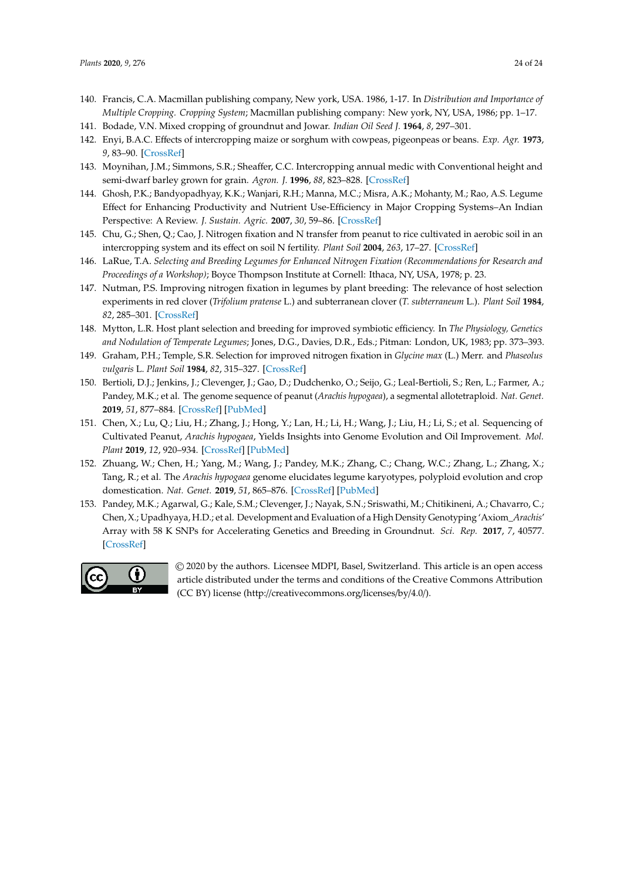140. Francis, C.A. Macmillan publishing company, New york, USA. 1986, 1-17. In *Distribution and Importance of Multiple Cropping. Cropping System*; Macmillan publishing company: New york, NY, USA, 1986; pp. 1–17.
141. Bodade, V.N. Mixed cropping of groundnut and Jowar. *Indian Oil Seed J.* **1964**, *8*, 297–301.
142. Enyi, B.A.C. Effects of intercropping maize or sorghum with cowpeas, pigeonpeas or beans. *Exp. Agr.* **1973**, *9*, 83–90. [CrossRef]
143. Moynihan, J.M.; Simmons, S.R.; Sheaffer, C.C. Intercropping annual medic with Conventional height and semi-dwarf barley grown for grain. *Agron. J.* **1996**, *88*, 823–828. [CrossRef]
144. Ghosh, P.K.; Bandyopadhyay, K.K.; Wanjari, R.H.; Manna, M.C.; Misra, A.K.; Mohanty, M.; Rao, A.S. Legume Effect for Enhancing Productivity and Nutrient Use-Efficiency in Major Cropping Systems–An Indian Perspective: A Review. *J. Sustain. Agric.* **2007**, *30*, 59–86. [CrossRef]
145. Chu, G.; Shen, Q.; Cao, J. Nitrogen fixation and N transfer from peanut to rice cultivated in aerobic soil in an intercropping system and its effect on soil N fertility. *Plant Soil* **2004**, *263*, 17–27. [CrossRef]
146. LaRue, T.A. *Selecting and Breeding Legumes for Enhanced Nitrogen Fixation (Recommendations for Research and Proceedings of a Workshop)*; Boyce Thompson Institute at Cornell: Ithaca, NY, USA, 1978; p. 23.
147. Nutman, P.S. Improving nitrogen fixation in legumes by plant breeding: The relevance of host selection experiments in red clover (*Trifolium pratense* L.) and subterranean clover (*T. subterraneum* L.). *Plant Soil* **1984**, *82*, 285–301. [CrossRef]
148. Mytton, L.R. Host plant selection and breeding for improved symbiotic efficiency. In *The Physiology, Genetics and Nodulation of Temperate Legumes*; Jones, D.G., Davies, D.R., Eds.; Pitman: London, UK, 1983; pp. 373–393.
149. Graham, P.H.; Temple, S.R. Selection for improved nitrogen fixation in *Glycine max* (L.) Merr. and *Phaseolus vulgaris* L. *Plant Soil* **1984**, *82*, 315–327. [CrossRef]
150. Bertioli, D.J.; Jenkins, J.; Clevenger, J.; Gao, D.; Dudchenko, O.; Seijo, G.; Leal-Bertioli, S.; Ren, L.; Farmer, A.; Pandey, M.K.; et al. The genome sequence of peanut (*Arachis hypogaea*), a segmental allotetraploid. *Nat. Genet.* **2019**, *51*, 877–884. [CrossRef] [PubMed]
151. Chen, X.; Lu, Q.; Liu, H.; Zhang, J.; Hong, Y.; Lan, H.; Li, H.; Wang, J.; Liu, H.; Li, S.; et al. Sequencing of Cultivated Peanut, *Arachis hypogaea*, Yields Insights into Genome Evolution and Oil Improvement. *Mol. Plant* **2019**, *12*, 920–934. [CrossRef] [PubMed]
152. Zhuang, W.; Chen, H.; Yang, M.; Wang, J.; Pandey, M.K.; Zhang, C.; Chang, W.C.; Zhang, L.; Zhang, X.; Tang, R.; et al. The *Arachis hypogaea* genome elucidates legume karyotypes, polyploid evolution and crop domestication. *Nat. Genet.* **2019**, *51*, 865–876. [CrossRef] [PubMed]
153. Pandey, M.K.; Agarwal, G.; Kale, S.M.; Clevenger, J.; Nayak, S.N.; Sriswathi, M.; Chitikineni, A.; Chavarro, C.; Chen, X.; Upadhyaya, H.D.; et al. Development and Evaluation of a High Density Genotyping 'Axiom_*Arachis*' Array with 58 K SNPs for Accelerating Genetics and Breeding in Groundnut. *Sci. Rep.* **2017**, *7*, 40577. [CrossRef]

© 2020 by the authors. Licensee MDPI, Basel, Switzerland. This article is an open access article distributed under the terms and conditions of the Creative Commons Attribution (CC BY) license (http://creativecommons.org/licenses/by/4.0/).